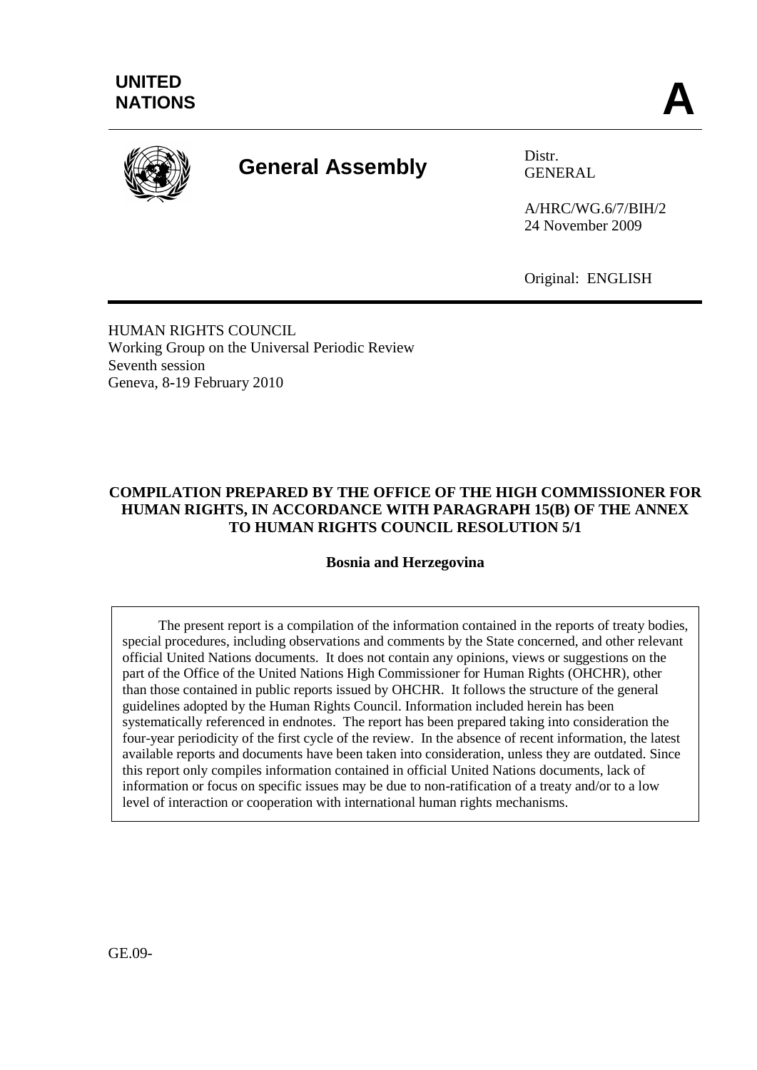**UNITED NATIONS**

**A**

# General Assembly

Distr.
GENERAL

A/HRC/WG.6/7/BIH/2
24 November 2009

Original: ENGLISH

HUMAN RIGHTS COUNCIL
Working Group on the Universal Periodic Review
Seventh session
Geneva, 8-19 February 2010

## COMPILATION PREPARED BY THE OFFICE OF THE HIGH COMMISSIONER FOR HUMAN RIGHTS, IN ACCORDANCE WITH PARAGRAPH 15(B) OF THE ANNEX TO HUMAN RIGHTS COUNCIL RESOLUTION 5/1

### Bosnia and Herzegovina

The present report is a compilation of the information contained in the reports of treaty bodies, special procedures, including observations and comments by the State concerned, and other relevant official United Nations documents. It does not contain any opinions, views or suggestions on the part of the Office of the United Nations High Commissioner for Human Rights (OHCHR), other than those contained in public reports issued by OHCHR. It follows the structure of the general guidelines adopted by the Human Rights Council. Information included herein has been systematically referenced in endnotes. The report has been prepared taking into consideration the four-year periodicity of the first cycle of the review. In the absence of recent information, the latest available reports and documents have been taken into consideration, unless they are outdated. Since this report only compiles information contained in official United Nations documents, lack of information or focus on specific issues may be due to non-ratification of a treaty and/or to a low level of interaction or cooperation with international human rights mechanisms.

GE.09-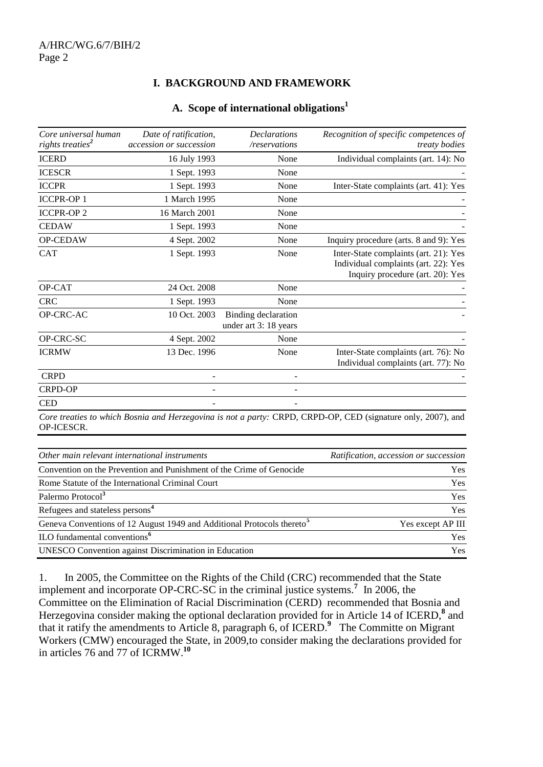## I. BACKGROUND AND FRAMEWORK

### A. Scope of international obligations[1]

| *Core universal human rights treaties[2]* | *Date of ratification, accession or succession* | *Declarations /reservations* | *Recognition of specific competences of treaty bodies* |
|---|---|---|---|
| ICERD | 16 July 1993 | None | Individual complaints (art. 14): No |
| ICESCR | 1 Sept. 1993 | None | - |
| ICCPR | 1 Sept. 1993 | None | Inter-State complaints (art. 41): Yes |
| ICCPR-OP 1 | 1 March 1995 | None | - |
| ICCPR-OP 2 | 16 March 2001 | None | - |
| CEDAW | 1 Sept. 1993 | None | - |
| OP-CEDAW | 4 Sept. 2002 | None | Inquiry procedure (arts. 8 and 9): Yes |
| CAT | 1 Sept. 1993 | None | Inter-State complaints (art. 21): Yes<br>Individual complaints (art. 22): Yes<br>Inquiry procedure (art. 20): Yes |
| OP-CAT | 24 Oct. 2008 | None | - |
| CRC | 1 Sept. 1993 | None | - |
| OP-CRC-AC | 10 Oct. 2003 | Binding declaration under art 3: 18 years | - |
| OP-CRC-SC | 4 Sept. 2002 | None | - |
| ICRMW | 13 Dec. 1996 | None | Inter-State complaints (art. 76): No<br>Individual complaints (art. 77): No |
| CRPD | - | - | - |
| CRPD-OP | - | - | |
| CED | - | - | |

*Core treaties to which Bosnia and Herzegovina is not a party:* CRPD, CRPD-OP, CED (signature only, 2007), and OP-ICESCR.

| *Other main relevant international instruments* | *Ratification, accession or succession* |
|---|---|
| Convention on the Prevention and Punishment of the Crime of Genocide | Yes |
| Rome Statute of the International Criminal Court | Yes |
| Palermo Protocol[3] | Yes |
| Refugees and stateless persons[4] | Yes |
| Geneva Conventions of 12 August 1949 and Additional Protocols thereto[5] | Yes except AP III |
| ILO fundamental conventions[6] | Yes |
| UNESCO Convention against Discrimination in Education | Yes |

1. In 2005, the Committee on the Rights of the Child (CRC) recommended that the State implement and incorporate OP-CRC-SC in the criminal justice systems.[7] In 2006, the Committee on the Elimination of Racial Discrimination (CERD) recommended that Bosnia and Herzegovina consider making the optional declaration provided for in Article 14 of ICERD,[8] and that it ratify the amendments to Article 8, paragraph 6, of ICERD.[9] The Committe on Migrant Workers (CMW) encouraged the State, in 2009,to consider making the declarations provided for in articles 76 and 77 of ICRMW.[10]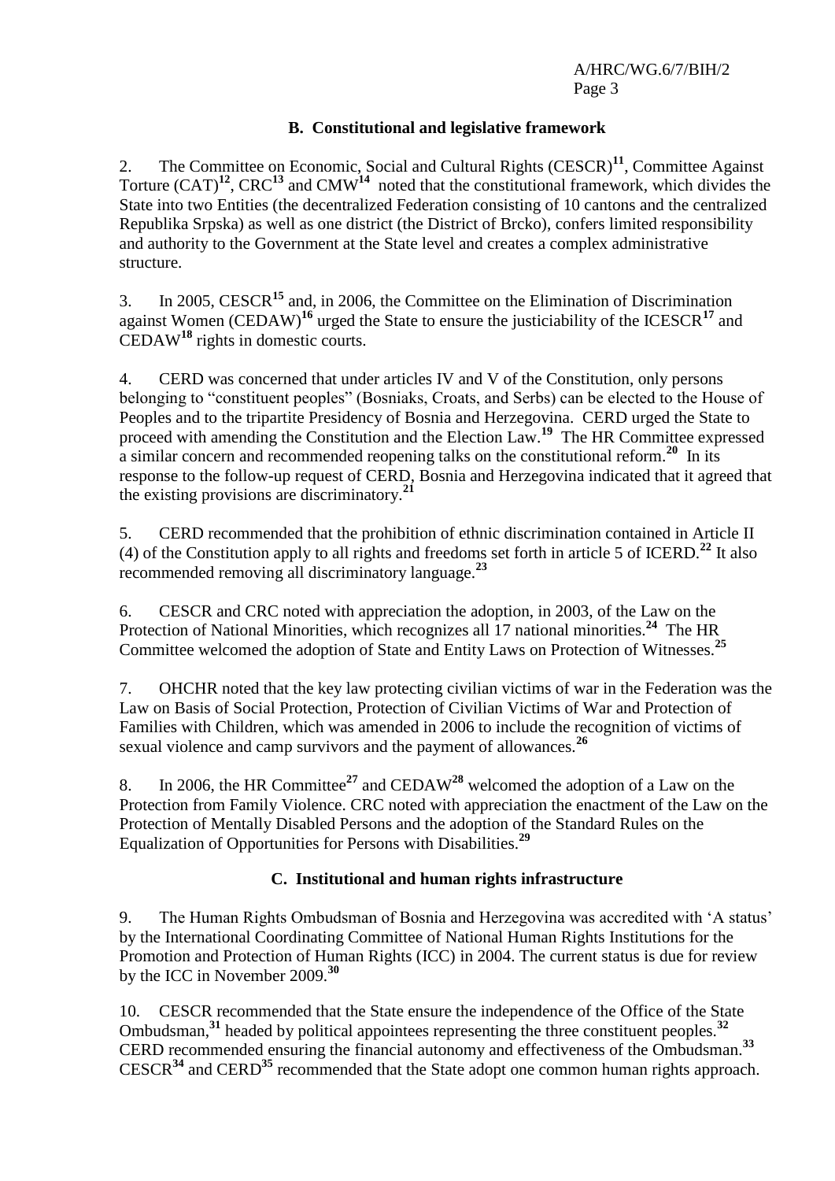### B. Constitutional and legislative framework

2. The Committee on Economic, Social and Cultural Rights (CESCR)[11], Committee Against Torture (CAT)[12], CRC[13] and CMW[14] noted that the constitutional framework, which divides the State into two Entities (the decentralized Federation consisting of 10 cantons and the centralized Republika Srpska) as well as one district (the District of Brcko), confers limited responsibility and authority to the Government at the State level and creates a complex administrative structure.

3. In 2005, CESCR[15] and, in 2006, the Committee on the Elimination of Discrimination against Women (CEDAW)[16] urged the State to ensure the justiciability of the ICESCR[17] and CEDAW[18] rights in domestic courts.

4. CERD was concerned that under articles IV and V of the Constitution, only persons belonging to "constituent peoples" (Bosniaks, Croats, and Serbs) can be elected to the House of Peoples and to the tripartite Presidency of Bosnia and Herzegovina. CERD urged the State to proceed with amending the Constitution and the Election Law.[19] The HR Committee expressed a similar concern and recommended reopening talks on the constitutional reform.[20] In its response to the follow-up request of CERD, Bosnia and Herzegovina indicated that it agreed that the existing provisions are discriminatory.[21]

5. CERD recommended that the prohibition of ethnic discrimination contained in Article II (4) of the Constitution apply to all rights and freedoms set forth in article 5 of ICERD.[22] It also recommended removing all discriminatory language.[23]

6. CESCR and CRC noted with appreciation the adoption, in 2003, of the Law on the Protection of National Minorities, which recognizes all 17 national minorities.[24] The HR Committee welcomed the adoption of State and Entity Laws on Protection of Witnesses.[25]

7. OHCHR noted that the key law protecting civilian victims of war in the Federation was the Law on Basis of Social Protection, Protection of Civilian Victims of War and Protection of Families with Children, which was amended in 2006 to include the recognition of victims of sexual violence and camp survivors and the payment of allowances.[26]

8. In 2006, the HR Committee[27] and CEDAW[28] welcomed the adoption of a Law on the Protection from Family Violence. CRC noted with appreciation the enactment of the Law on the Protection of Mentally Disabled Persons and the adoption of the Standard Rules on the Equalization of Opportunities for Persons with Disabilities.[29]

### C. Institutional and human rights infrastructure

9. The Human Rights Ombudsman of Bosnia and Herzegovina was accredited with 'A status' by the International Coordinating Committee of National Human Rights Institutions for the Promotion and Protection of Human Rights (ICC) in 2004. The current status is due for review by the ICC in November 2009.[30]

10. CESCR recommended that the State ensure the independence of the Office of the State Ombudsman,[31] headed by political appointees representing the three constituent peoples.[32] CERD recommended ensuring the financial autonomy and effectiveness of the Ombudsman.[33] CESCR[34] and CERD[35] recommended that the State adopt one common human rights approach.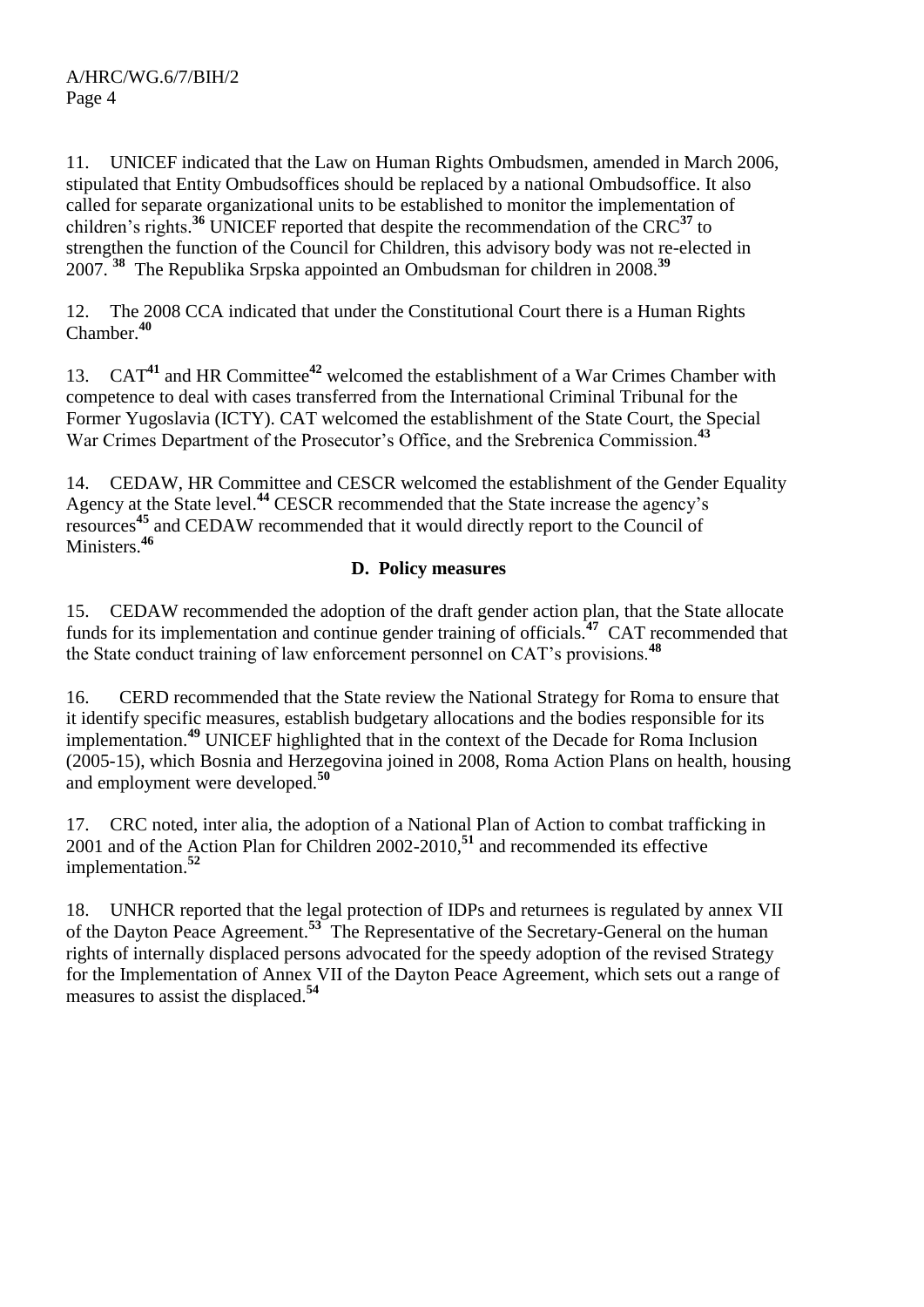11. UNICEF indicated that the Law on Human Rights Ombudsmen, amended in March 2006, stipulated that Entity Ombudsoffices should be replaced by a national Ombudsoffice. It also called for separate organizational units to be established to monitor the implementation of children's rights.[36] UNICEF reported that despite the recommendation of the CRC[37] to strengthen the function of the Council for Children, this advisory body was not re-elected in 2007. [38] The Republika Srpska appointed an Ombudsman for children in 2008.[39]

12. The 2008 CCA indicated that under the Constitutional Court there is a Human Rights Chamber.[40]

13. CAT[41] and HR Committee[42] welcomed the establishment of a War Crimes Chamber with competence to deal with cases transferred from the International Criminal Tribunal for the Former Yugoslavia (ICTY). CAT welcomed the establishment of the State Court, the Special War Crimes Department of the Prosecutor's Office, and the Srebrenica Commission.[43]

14. CEDAW, HR Committee and CESCR welcomed the establishment of the Gender Equality Agency at the State level.[44] CESCR recommended that the State increase the agency's resources[45] and CEDAW recommended that it would directly report to the Council of Ministers.[46]

## D. Policy measures

15. CEDAW recommended the adoption of the draft gender action plan, that the State allocate funds for its implementation and continue gender training of officials.[47] CAT recommended that the State conduct training of law enforcement personnel on CAT's provisions.[48]

16. CERD recommended that the State review the National Strategy for Roma to ensure that it identify specific measures, establish budgetary allocations and the bodies responsible for its implementation.[49] UNICEF highlighted that in the context of the Decade for Roma Inclusion (2005-15), which Bosnia and Herzegovina joined in 2008, Roma Action Plans on health, housing and employment were developed.[50]

17. CRC noted, inter alia, the adoption of a National Plan of Action to combat trafficking in 2001 and of the Action Plan for Children 2002-2010,[51] and recommended its effective implementation.[52]

18. UNHCR reported that the legal protection of IDPs and returnees is regulated by annex VII of the Dayton Peace Agreement.[53] The Representative of the Secretary-General on the human rights of internally displaced persons advocated for the speedy adoption of the revised Strategy for the Implementation of Annex VII of the Dayton Peace Agreement, which sets out a range of measures to assist the displaced.[54]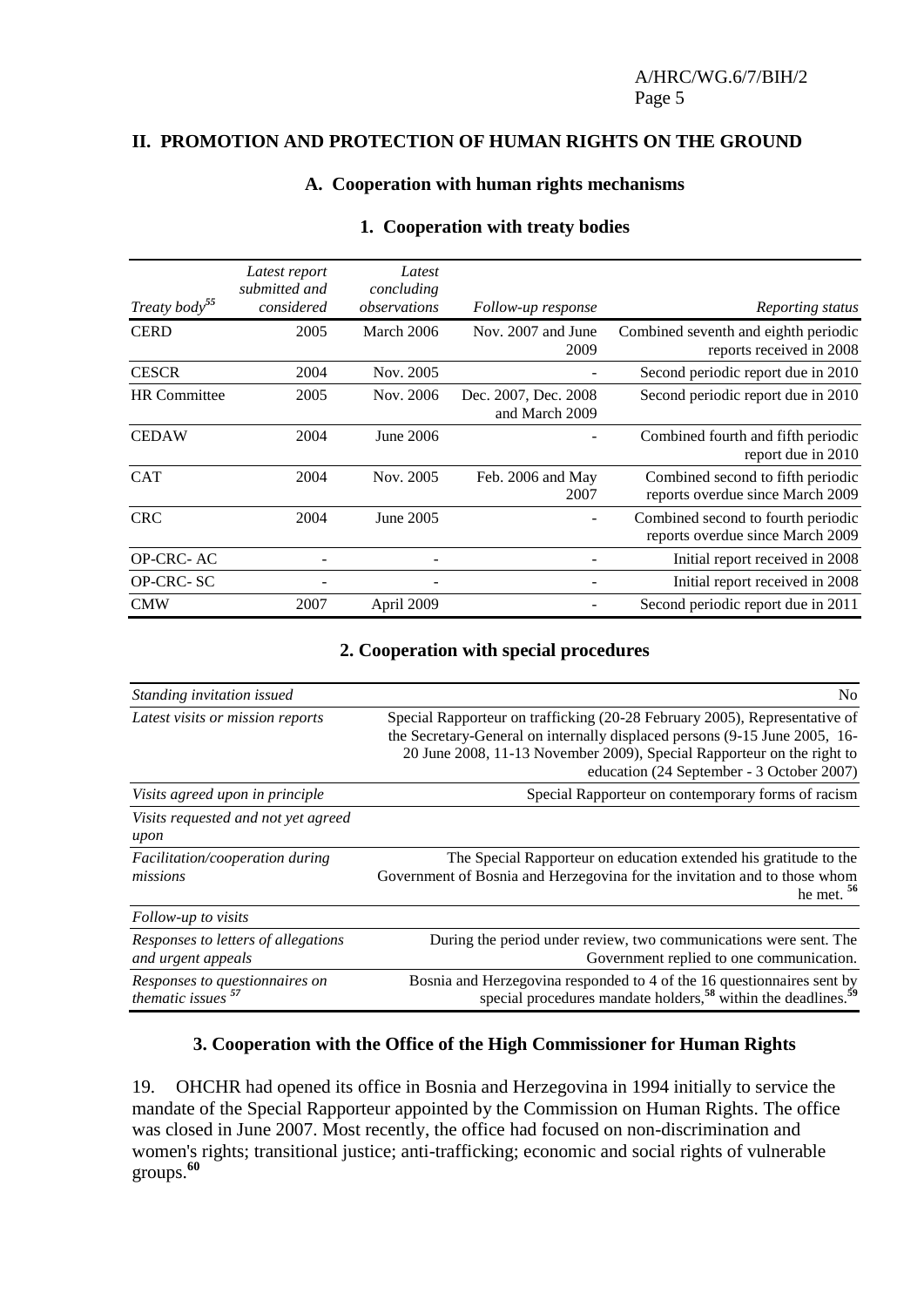## II. PROMOTION AND PROTECTION OF HUMAN RIGHTS ON THE GROUND

### A. Cooperation with human rights mechanisms

#### 1. Cooperation with treaty bodies

| *Treaty body*[55] | *Latest report submitted and considered* | *Latest concluding observations* | *Follow-up response* | *Reporting status* |
|---|---|---|---|---|
| CERD | 2005 | March 2006 | Nov. 2007 and June 2009 | Combined seventh and eighth periodic reports received in 2008 |
| CESCR | 2004 | Nov. 2005 | - | Second periodic report due in 2010 |
| HR Committee | 2005 | Nov. 2006 | Dec. 2007, Dec. 2008 and March 2009 | Second periodic report due in 2010 |
| CEDAW | 2004 | June 2006 | - | Combined fourth and fifth periodic report due in 2010 |
| CAT | 2004 | Nov. 2005 | Feb. 2006 and May 2007 | Combined second to fifth periodic reports overdue since March 2009 |
| CRC | 2004 | June 2005 | - | Combined second to fourth periodic reports overdue since March 2009 |
| OP-CRC- AC | - | - | - | Initial report received in 2008 |
| OP-CRC- SC | - | - | - | Initial report received in 2008 |
| CMW | 2007 | April 2009 | - | Second periodic report due in 2011 |

#### 2. Cooperation with special procedures

| | |
|---|---|
| *Standing invitation issued* | No |
| *Latest visits or mission reports* | Special Rapporteur on trafficking (20-28 February 2005), Representative of the Secretary-General on internally displaced persons (9-15 June 2005, 16-20 June 2008, 11-13 November 2009), Special Rapporteur on the right to education (24 September - 3 October 2007) |
| *Visits agreed upon in principle* | Special Rapporteur on contemporary forms of racism |
| *Visits requested and not yet agreed upon* | |
| *Facilitation/cooperation during missions* | The Special Rapporteur on education extended his gratitude to the Government of Bosnia and Herzegovina for the invitation and to those whom he met. [56] |
| *Follow-up to visits* | |
| *Responses to letters of allegations and urgent appeals* | During the period under review, two communications were sent. The Government replied to one communication. |
| *Responses to questionnaires on thematic issues* [57] | Bosnia and Herzegovina responded to 4 of the 16 questionnaires sent by special procedures mandate holders,[58] within the deadlines.[59] |

#### 3. Cooperation with the Office of the High Commissioner for Human Rights

19. OHCHR had opened its office in Bosnia and Herzegovina in 1994 initially to service the mandate of the Special Rapporteur appointed by the Commission on Human Rights. The office was closed in June 2007. Most recently, the office had focused on non-discrimination and women's rights; transitional justice; anti-trafficking; economic and social rights of vulnerable groups.[60]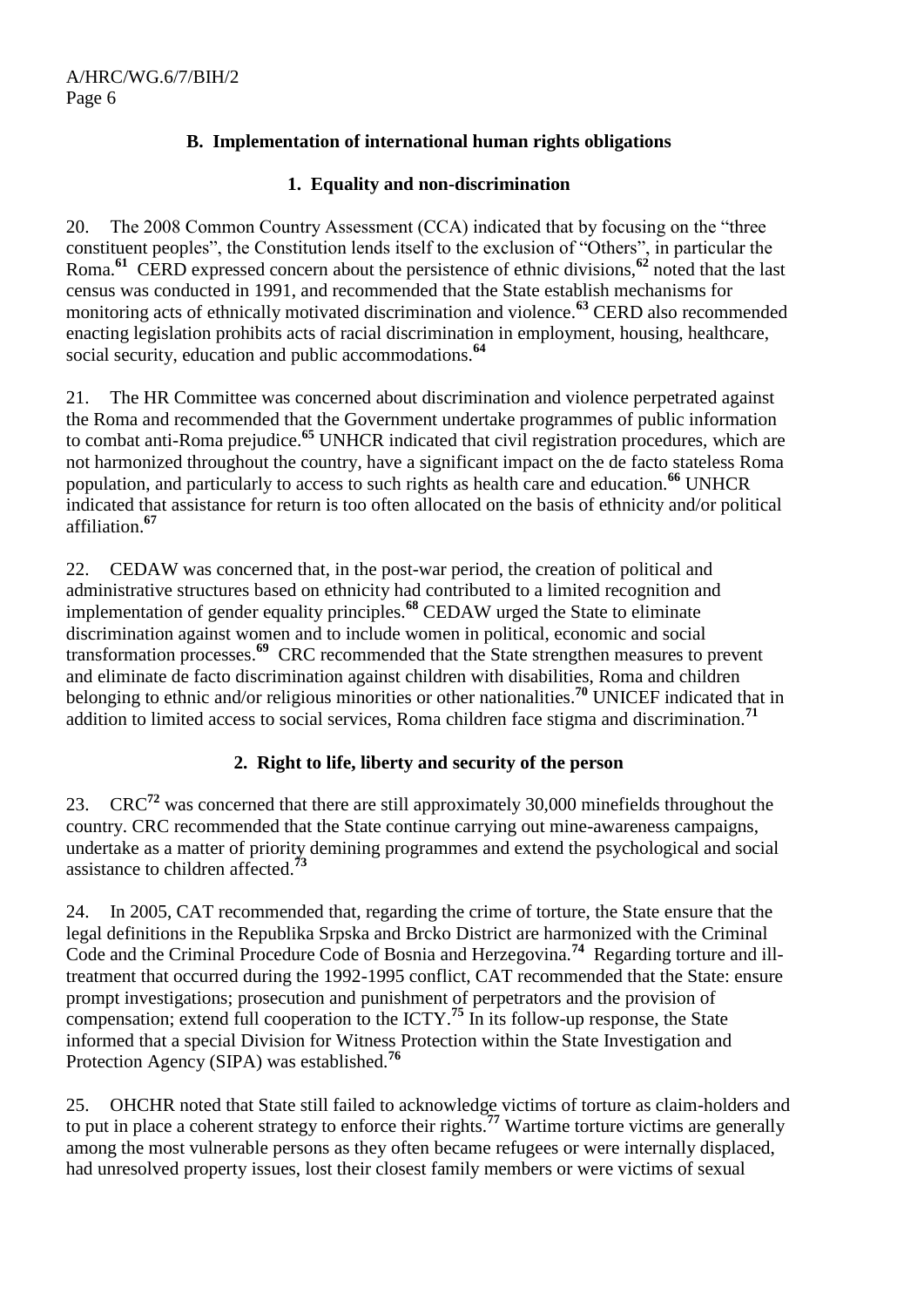### B. Implementation of international human rights obligations

#### 1. Equality and non-discrimination

20. The 2008 Common Country Assessment (CCA) indicated that by focusing on the "three constituent peoples", the Constitution lends itself to the exclusion of "Others", in particular the Roma.[61] CERD expressed concern about the persistence of ethnic divisions,[62] noted that the last census was conducted in 1991, and recommended that the State establish mechanisms for monitoring acts of ethnically motivated discrimination and violence.[63] CERD also recommended enacting legislation prohibits acts of racial discrimination in employment, housing, healthcare, social security, education and public accommodations.[64]

21. The HR Committee was concerned about discrimination and violence perpetrated against the Roma and recommended that the Government undertake programmes of public information to combat anti-Roma prejudice.[65] UNHCR indicated that civil registration procedures, which are not harmonized throughout the country, have a significant impact on the de facto stateless Roma population, and particularly to access to such rights as health care and education.[66] UNHCR indicated that assistance for return is too often allocated on the basis of ethnicity and/or political affiliation.[67]

22. CEDAW was concerned that, in the post-war period, the creation of political and administrative structures based on ethnicity had contributed to a limited recognition and implementation of gender equality principles.[68] CEDAW urged the State to eliminate discrimination against women and to include women in political, economic and social transformation processes.[69] CRC recommended that the State strengthen measures to prevent and eliminate de facto discrimination against children with disabilities, Roma and children belonging to ethnic and/or religious minorities or other nationalities.[70] UNICEF indicated that in addition to limited access to social services, Roma children face stigma and discrimination.[71]

#### 2. Right to life, liberty and security of the person

23. CRC[72] was concerned that there are still approximately 30,000 minefields throughout the country. CRC recommended that the State continue carrying out mine-awareness campaigns, undertake as a matter of priority demining programmes and extend the psychological and social assistance to children affected.[73]

24. In 2005, CAT recommended that, regarding the crime of torture, the State ensure that the legal definitions in the Republika Srpska and Brcko District are harmonized with the Criminal Code and the Criminal Procedure Code of Bosnia and Herzegovina.[74] Regarding torture and ill-treatment that occurred during the 1992-1995 conflict, CAT recommended that the State: ensure prompt investigations; prosecution and punishment of perpetrators and the provision of compensation; extend full cooperation to the ICTY.[75] In its follow-up response, the State informed that a special Division for Witness Protection within the State Investigation and Protection Agency (SIPA) was established.[76]

25. OHCHR noted that State still failed to acknowledge victims of torture as claim-holders and to put in place a coherent strategy to enforce their rights.[77] Wartime torture victims are generally among the most vulnerable persons as they often became refugees or were internally displaced, had unresolved property issues, lost their closest family members or were victims of sexual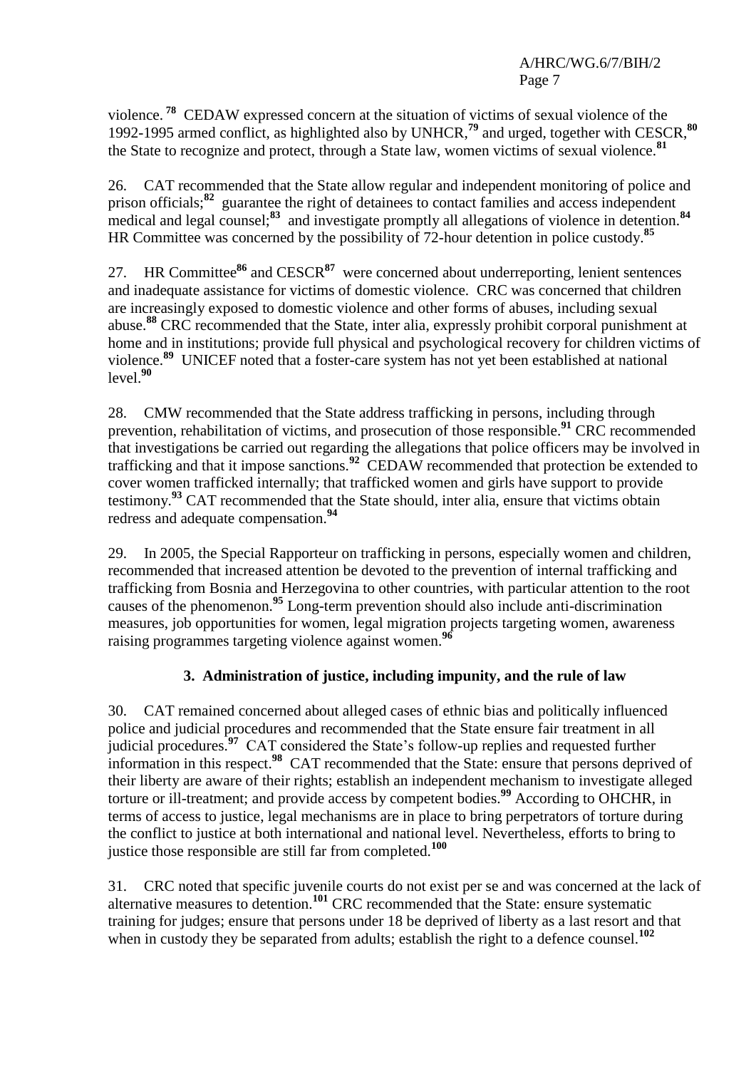violence.[78] CEDAW expressed concern at the situation of victims of sexual violence of the 1992-1995 armed conflict, as highlighted also by UNHCR,[79] and urged, together with CESCR,[80] the State to recognize and protect, through a State law, women victims of sexual violence.[81]

26. CAT recommended that the State allow regular and independent monitoring of police and prison officials;[82] guarantee the right of detainees to contact families and access independent medical and legal counsel;[83] and investigate promptly all allegations of violence in detention.[84] HR Committee was concerned by the possibility of 72-hour detention in police custody.[85]

27. HR Committee[86] and CESCR[87] were concerned about underreporting, lenient sentences and inadequate assistance for victims of domestic violence. CRC was concerned that children are increasingly exposed to domestic violence and other forms of abuses, including sexual abuse.[88] CRC recommended that the State, inter alia, expressly prohibit corporal punishment at home and in institutions; provide full physical and psychological recovery for children victims of violence.[89] UNICEF noted that a foster-care system has not yet been established at national level.[90]

28. CMW recommended that the State address trafficking in persons, including through prevention, rehabilitation of victims, and prosecution of those responsible.[91] CRC recommended that investigations be carried out regarding the allegations that police officers may be involved in trafficking and that it impose sanctions.[92] CEDAW recommended that protection be extended to cover women trafficked internally; that trafficked women and girls have support to provide testimony.[93] CAT recommended that the State should, inter alia, ensure that victims obtain redress and adequate compensation.[94]

29. In 2005, the Special Rapporteur on trafficking in persons, especially women and children, recommended that increased attention be devoted to the prevention of internal trafficking and trafficking from Bosnia and Herzegovina to other countries, with particular attention to the root causes of the phenomenon.[95] Long-term prevention should also include anti-discrimination measures, job opportunities for women, legal migration projects targeting women, awareness raising programmes targeting violence against women.[96]

### 3. Administration of justice, including impunity, and the rule of law

30. CAT remained concerned about alleged cases of ethnic bias and politically influenced police and judicial procedures and recommended that the State ensure fair treatment in all judicial procedures.[97] CAT considered the State's follow-up replies and requested further information in this respect.[98] CAT recommended that the State: ensure that persons deprived of their liberty are aware of their rights; establish an independent mechanism to investigate alleged torture or ill-treatment; and provide access by competent bodies.[99] According to OHCHR, in terms of access to justice, legal mechanisms are in place to bring perpetrators of torture during the conflict to justice at both international and national level. Nevertheless, efforts to bring to justice those responsible are still far from completed.[100]

31. CRC noted that specific juvenile courts do not exist per se and was concerned at the lack of alternative measures to detention.[101] CRC recommended that the State: ensure systematic training for judges; ensure that persons under 18 be deprived of liberty as a last resort and that when in custody they be separated from adults; establish the right to a defence counsel.[102]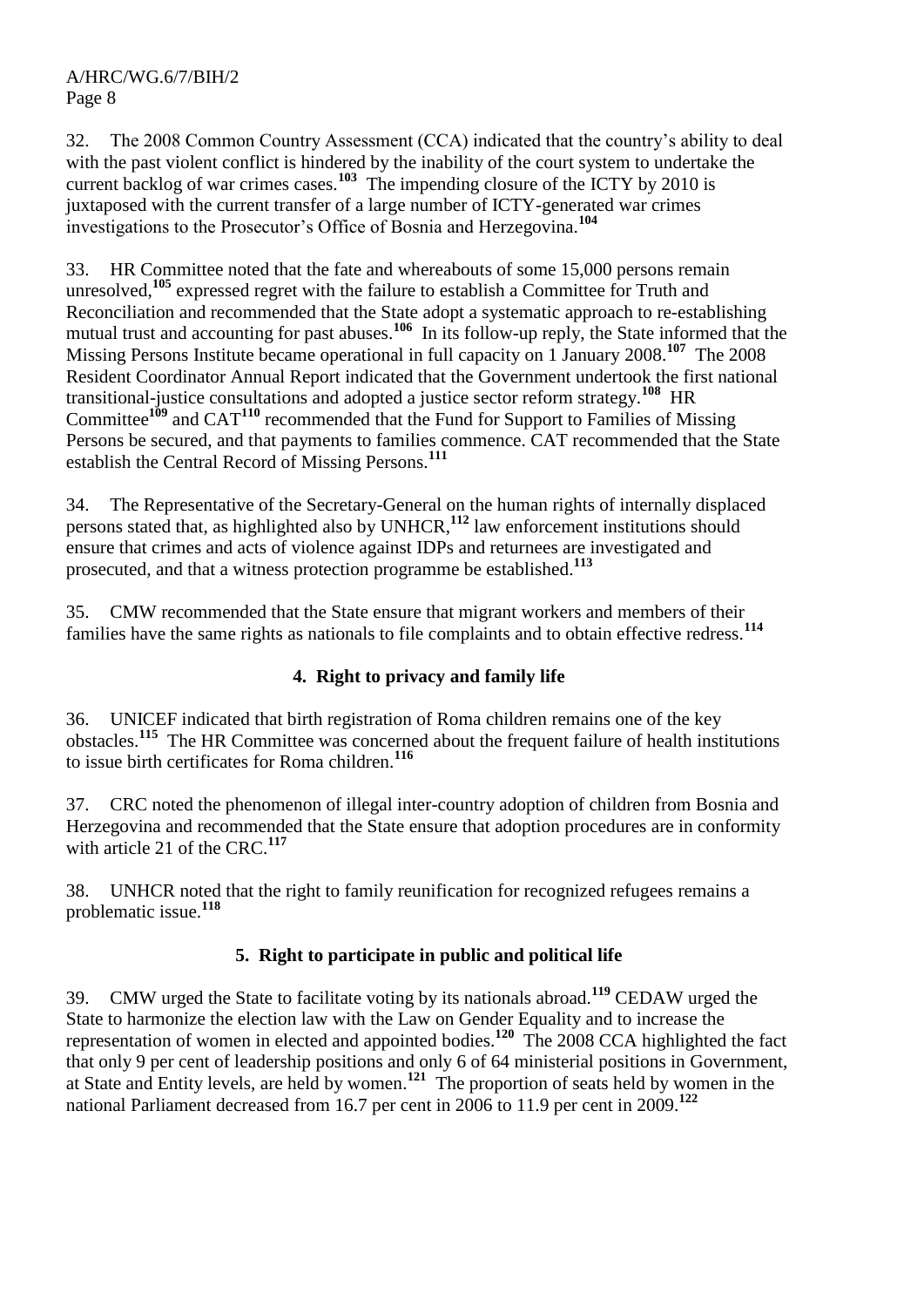32. The 2008 Common Country Assessment (CCA) indicated that the country's ability to deal with the past violent conflict is hindered by the inability of the court system to undertake the current backlog of war crimes cases.[103] The impending closure of the ICTY by 2010 is juxtaposed with the current transfer of a large number of ICTY-generated war crimes investigations to the Prosecutor's Office of Bosnia and Herzegovina.[104]

33. HR Committee noted that the fate and whereabouts of some 15,000 persons remain unresolved,[105] expressed regret with the failure to establish a Committee for Truth and Reconciliation and recommended that the State adopt a systematic approach to re-establishing mutual trust and accounting for past abuses.[106] In its follow-up reply, the State informed that the Missing Persons Institute became operational in full capacity on 1 January 2008.[107] The 2008 Resident Coordinator Annual Report indicated that the Government undertook the first national transitional-justice consultations and adopted a justice sector reform strategy.[108] HR Committee[109] and CAT[110] recommended that the Fund for Support to Families of Missing Persons be secured, and that payments to families commence. CAT recommended that the State establish the Central Record of Missing Persons.[111]

34. The Representative of the Secretary-General on the human rights of internally displaced persons stated that, as highlighted also by UNHCR,[112] law enforcement institutions should ensure that crimes and acts of violence against IDPs and returnees are investigated and prosecuted, and that a witness protection programme be established.[113]

35. CMW recommended that the State ensure that migrant workers and members of their families have the same rights as nationals to file complaints and to obtain effective redress.[114]

### 4. Right to privacy and family life

36. UNICEF indicated that birth registration of Roma children remains one of the key obstacles.[115] The HR Committee was concerned about the frequent failure of health institutions to issue birth certificates for Roma children.[116]

37. CRC noted the phenomenon of illegal inter-country adoption of children from Bosnia and Herzegovina and recommended that the State ensure that adoption procedures are in conformity with article 21 of the CRC.[117]

38. UNHCR noted that the right to family reunification for recognized refugees remains a problematic issue.[118]

### 5. Right to participate in public and political life

39. CMW urged the State to facilitate voting by its nationals abroad.[119] CEDAW urged the State to harmonize the election law with the Law on Gender Equality and to increase the representation of women in elected and appointed bodies.[120] The 2008 CCA highlighted the fact that only 9 per cent of leadership positions and only 6 of 64 ministerial positions in Government, at State and Entity levels, are held by women.[121] The proportion of seats held by women in the national Parliament decreased from 16.7 per cent in 2006 to 11.9 per cent in 2009.[122]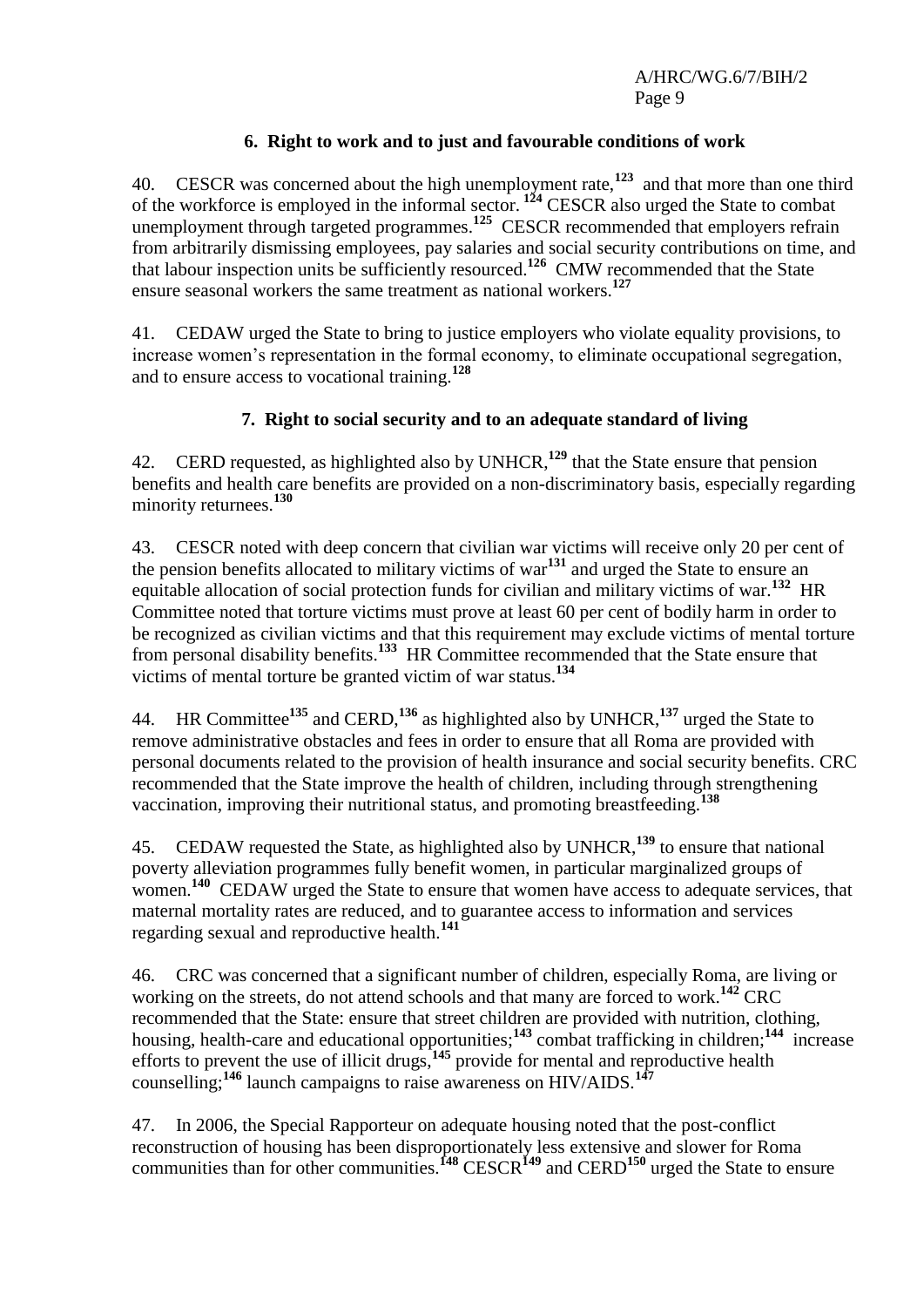### 6. Right to work and to just and favourable conditions of work

40. CESCR was concerned about the high unemployment rate,[123] and that more than one third of the workforce is employed in the informal sector.[124] CESCR also urged the State to combat unemployment through targeted programmes.[125] CESCR recommended that employers refrain from arbitrarily dismissing employees, pay salaries and social security contributions on time, and that labour inspection units be sufficiently resourced.[126] CMW recommended that the State ensure seasonal workers the same treatment as national workers.[127]

41. CEDAW urged the State to bring to justice employers who violate equality provisions, to increase women's representation in the formal economy, to eliminate occupational segregation, and to ensure access to vocational training.[128]

### 7. Right to social security and to an adequate standard of living

42. CERD requested, as highlighted also by UNHCR,[129] that the State ensure that pension benefits and health care benefits are provided on a non-discriminatory basis, especially regarding minority returnees.[130]

43. CESCR noted with deep concern that civilian war victims will receive only 20 per cent of the pension benefits allocated to military victims of war[131] and urged the State to ensure an equitable allocation of social protection funds for civilian and military victims of war.[132] HR Committee noted that torture victims must prove at least 60 per cent of bodily harm in order to be recognized as civilian victims and that this requirement may exclude victims of mental torture from personal disability benefits.[133] HR Committee recommended that the State ensure that victims of mental torture be granted victim of war status.[134]

44. HR Committee[135] and CERD,[136] as highlighted also by UNHCR,[137] urged the State to remove administrative obstacles and fees in order to ensure that all Roma are provided with personal documents related to the provision of health insurance and social security benefits. CRC recommended that the State improve the health of children, including through strengthening vaccination, improving their nutritional status, and promoting breastfeeding.[138]

45. CEDAW requested the State, as highlighted also by UNHCR,[139] to ensure that national poverty alleviation programmes fully benefit women, in particular marginalized groups of women.[140] CEDAW urged the State to ensure that women have access to adequate services, that maternal mortality rates are reduced, and to guarantee access to information and services regarding sexual and reproductive health.[141]

46. CRC was concerned that a significant number of children, especially Roma, are living or working on the streets, do not attend schools and that many are forced to work.[142] CRC recommended that the State: ensure that street children are provided with nutrition, clothing, housing, health-care and educational opportunities;[143] combat trafficking in children;[144] increase efforts to prevent the use of illicit drugs,[145] provide for mental and reproductive health counselling;[146] launch campaigns to raise awareness on HIV/AIDS.[147]

47. In 2006, the Special Rapporteur on adequate housing noted that the post-conflict reconstruction of housing has been disproportionately less extensive and slower for Roma communities than for other communities.[148] CESCR[149] and CERD[150] urged the State to ensure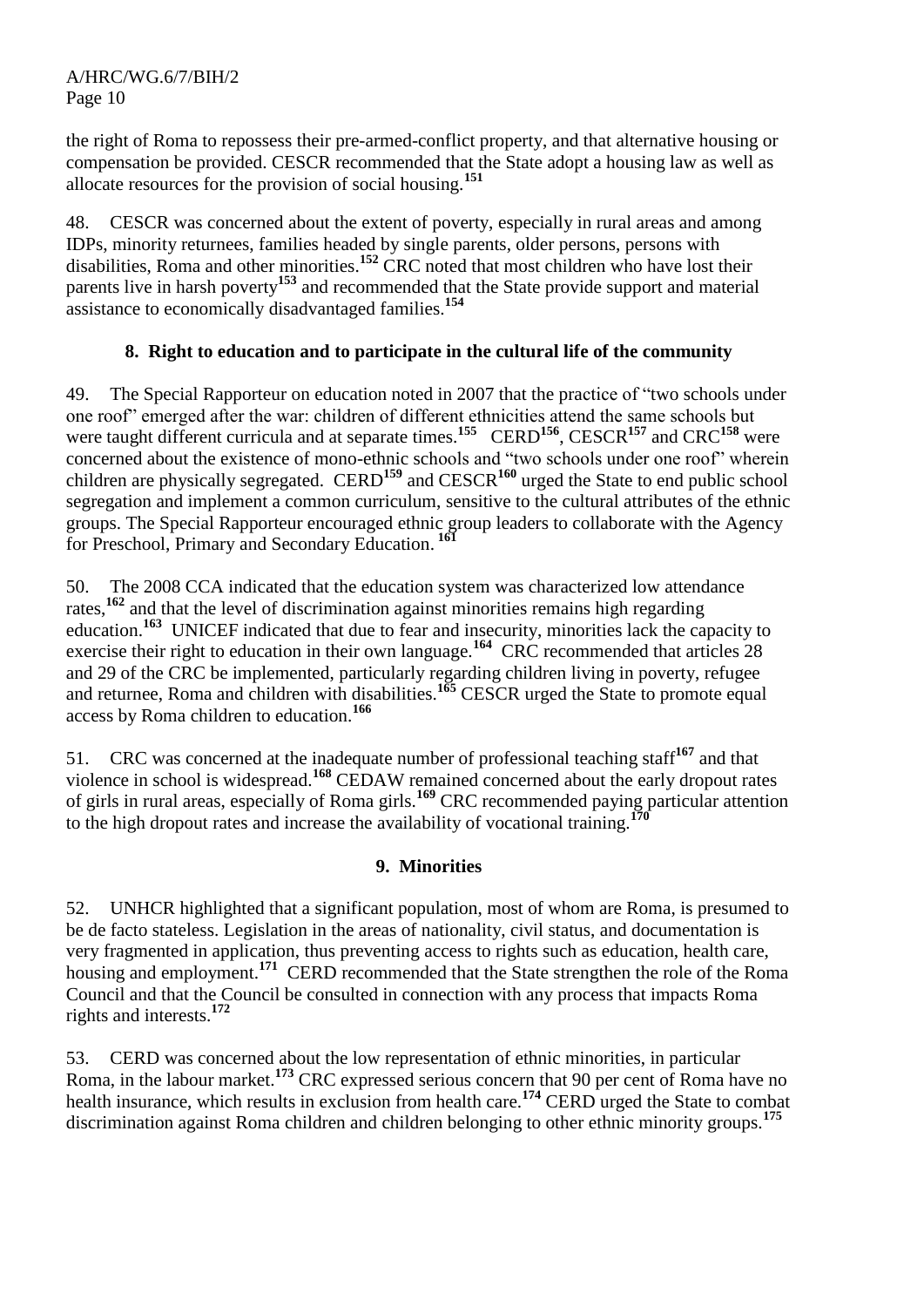the right of Roma to repossess their pre-armed-conflict property, and that alternative housing or compensation be provided. CESCR recommended that the State adopt a housing law as well as allocate resources for the provision of social housing.[151]

48. CESCR was concerned about the extent of poverty, especially in rural areas and among IDPs, minority returnees, families headed by single parents, older persons, persons with disabilities, Roma and other minorities.[152] CRC noted that most children who have lost their parents live in harsh poverty[153] and recommended that the State provide support and material assistance to economically disadvantaged families.[154]

### 8. Right to education and to participate in the cultural life of the community

49. The Special Rapporteur on education noted in 2007 that the practice of "two schools under one roof" emerged after the war: children of different ethnicities attend the same schools but were taught different curricula and at separate times.[155] CERD[156], CESCR[157] and CRC[158] were concerned about the existence of mono-ethnic schools and "two schools under one roof" wherein children are physically segregated. CERD[159] and CESCR[160] urged the State to end public school segregation and implement a common curriculum, sensitive to the cultural attributes of the ethnic groups. The Special Rapporteur encouraged ethnic group leaders to collaborate with the Agency for Preschool, Primary and Secondary Education.[161]

50. The 2008 CCA indicated that the education system was characterized low attendance rates,[162] and that the level of discrimination against minorities remains high regarding education.[163] UNICEF indicated that due to fear and insecurity, minorities lack the capacity to exercise their right to education in their own language.[164] CRC recommended that articles 28 and 29 of the CRC be implemented, particularly regarding children living in poverty, refugee and returnee, Roma and children with disabilities.[165] CESCR urged the State to promote equal access by Roma children to education.[166]

51. CRC was concerned at the inadequate number of professional teaching staff[167] and that violence in school is widespread.[168] CEDAW remained concerned about the early dropout rates of girls in rural areas, especially of Roma girls.[169] CRC recommended paying particular attention to the high dropout rates and increase the availability of vocational training.[170]

### 9. Minorities

52. UNHCR highlighted that a significant population, most of whom are Roma, is presumed to be de facto stateless. Legislation in the areas of nationality, civil status, and documentation is very fragmented in application, thus preventing access to rights such as education, health care, housing and employment.[171] CERD recommended that the State strengthen the role of the Roma Council and that the Council be consulted in connection with any process that impacts Roma rights and interests.[172]

53. CERD was concerned about the low representation of ethnic minorities, in particular Roma, in the labour market.[173] CRC expressed serious concern that 90 per cent of Roma have no health insurance, which results in exclusion from health care.[174] CERD urged the State to combat discrimination against Roma children and children belonging to other ethnic minority groups.[175]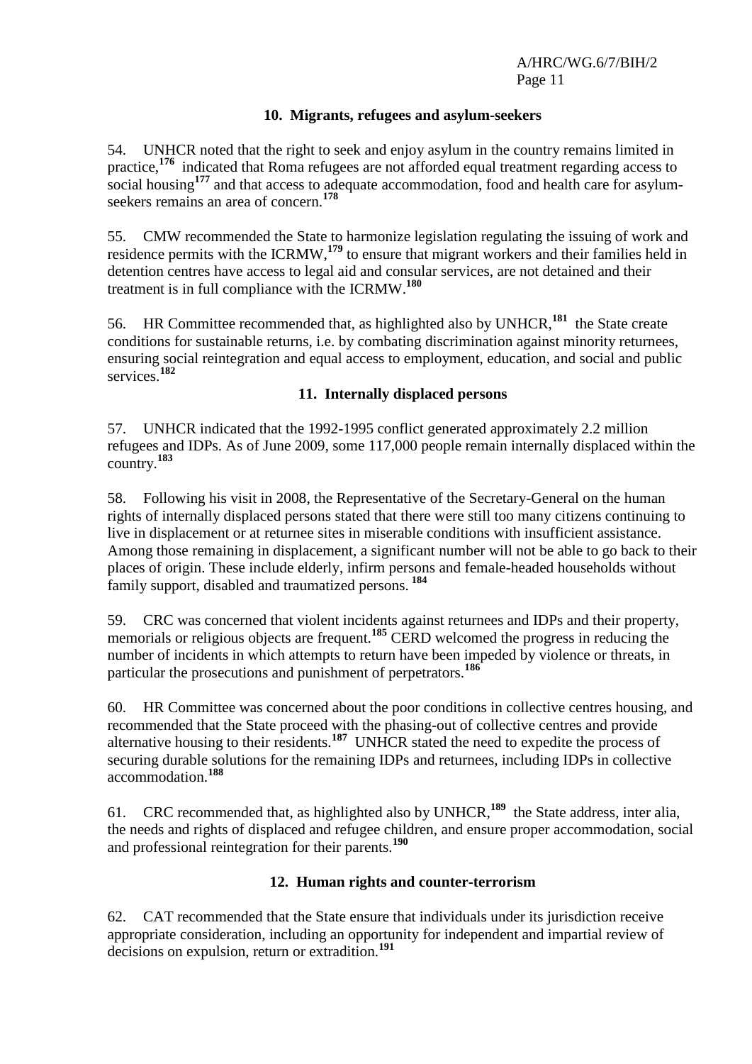### 10. Migrants, refugees and asylum-seekers

54. UNHCR noted that the right to seek and enjoy asylum in the country remains limited in practice,[176] indicated that Roma refugees are not afforded equal treatment regarding access to social housing[177] and that access to adequate accommodation, food and health care for asylum-seekers remains an area of concern.[178]

55. CMW recommended the State to harmonize legislation regulating the issuing of work and residence permits with the ICRMW,[179] to ensure that migrant workers and their families held in detention centres have access to legal aid and consular services, are not detained and their treatment is in full compliance with the ICRMW.[180]

56. HR Committee recommended that, as highlighted also by UNHCR,[181] the State create conditions for sustainable returns, i.e. by combating discrimination against minority returnees, ensuring social reintegration and equal access to employment, education, and social and public services.[182]

### 11. Internally displaced persons

57. UNHCR indicated that the 1992-1995 conflict generated approximately 2.2 million refugees and IDPs. As of June 2009, some 117,000 people remain internally displaced within the country.[183]

58. Following his visit in 2008, the Representative of the Secretary-General on the human rights of internally displaced persons stated that there were still too many citizens continuing to live in displacement or at returnee sites in miserable conditions with insufficient assistance. Among those remaining in displacement, a significant number will not be able to go back to their places of origin. These include elderly, infirm persons and female-headed households without family support, disabled and traumatized persons.[184]

59. CRC was concerned that violent incidents against returnees and IDPs and their property, memorials or religious objects are frequent.[185] CERD welcomed the progress in reducing the number of incidents in which attempts to return have been impeded by violence or threats, in particular the prosecutions and punishment of perpetrators.[186]

60. HR Committee was concerned about the poor conditions in collective centres housing, and recommended that the State proceed with the phasing-out of collective centres and provide alternative housing to their residents.[187] UNHCR stated the need to expedite the process of securing durable solutions for the remaining IDPs and returnees, including IDPs in collective accommodation.[188]

61. CRC recommended that, as highlighted also by UNHCR,[189] the State address, inter alia, the needs and rights of displaced and refugee children, and ensure proper accommodation, social and professional reintegration for their parents.[190]

### 12. Human rights and counter-terrorism

62. CAT recommended that the State ensure that individuals under its jurisdiction receive appropriate consideration, including an opportunity for independent and impartial review of decisions on expulsion, return or extradition.[191]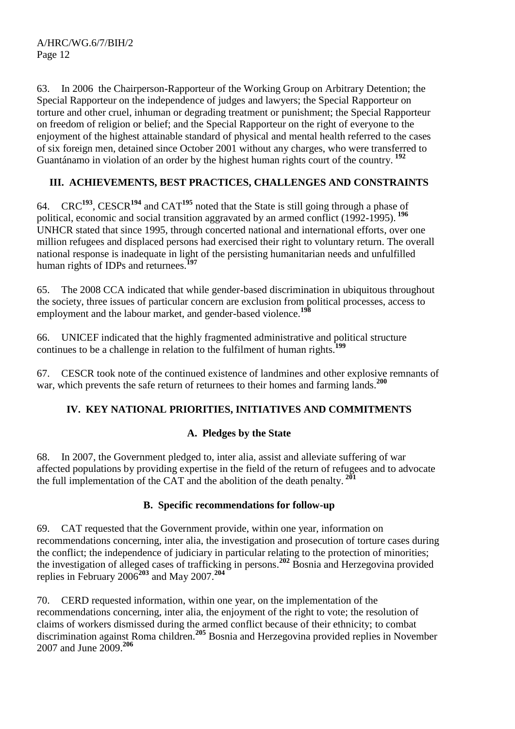63. In 2006 the Chairperson-Rapporteur of the Working Group on Arbitrary Detention; the Special Rapporteur on the independence of judges and lawyers; the Special Rapporteur on torture and other cruel, inhuman or degrading treatment or punishment; the Special Rapporteur on freedom of religion or belief; and the Special Rapporteur on the right of everyone to the enjoyment of the highest attainable standard of physical and mental health referred to the cases of six foreign men, detained since October 2001 without any charges, who were transferred to Guantánamo in violation of an order by the highest human rights court of the country. [192]

## III. ACHIEVEMENTS, BEST PRACTICES, CHALLENGES AND CONSTRAINTS

64. CRC[193], CESCR[194] and CAT[195] noted that the State is still going through a phase of political, economic and social transition aggravated by an armed conflict (1992-1995). [196] UNHCR stated that since 1995, through concerted national and international efforts, over one million refugees and displaced persons had exercised their right to voluntary return. The overall national response is inadequate in light of the persisting humanitarian needs and unfulfilled human rights of IDPs and returnees.[197]

65. The 2008 CCA indicated that while gender-based discrimination in ubiquitous throughout the society, three issues of particular concern are exclusion from political processes, access to employment and the labour market, and gender-based violence.[198]

66. UNICEF indicated that the highly fragmented administrative and political structure continues to be a challenge in relation to the fulfilment of human rights.[199]

67. CESCR took note of the continued existence of landmines and other explosive remnants of war, which prevents the safe return of returnees to their homes and farming lands.[200]

## IV. KEY NATIONAL PRIORITIES, INITIATIVES AND COMMITMENTS

### A. Pledges by the State

68. In 2007, the Government pledged to, inter alia, assist and alleviate suffering of war affected populations by providing expertise in the field of the return of refugees and to advocate the full implementation of the CAT and the abolition of the death penalty. [201]

### B. Specific recommendations for follow-up

69. CAT requested that the Government provide, within one year, information on recommendations concerning, inter alia, the investigation and prosecution of torture cases during the conflict; the independence of judiciary in particular relating to the protection of minorities; the investigation of alleged cases of trafficking in persons.[202] Bosnia and Herzegovina provided replies in February 2006[203] and May 2007.[204]

70. CERD requested information, within one year, on the implementation of the recommendations concerning, inter alia, the enjoyment of the right to vote; the resolution of claims of workers dismissed during the armed conflict because of their ethnicity; to combat discrimination against Roma children.[205] Bosnia and Herzegovina provided replies in November 2007 and June 2009.[206]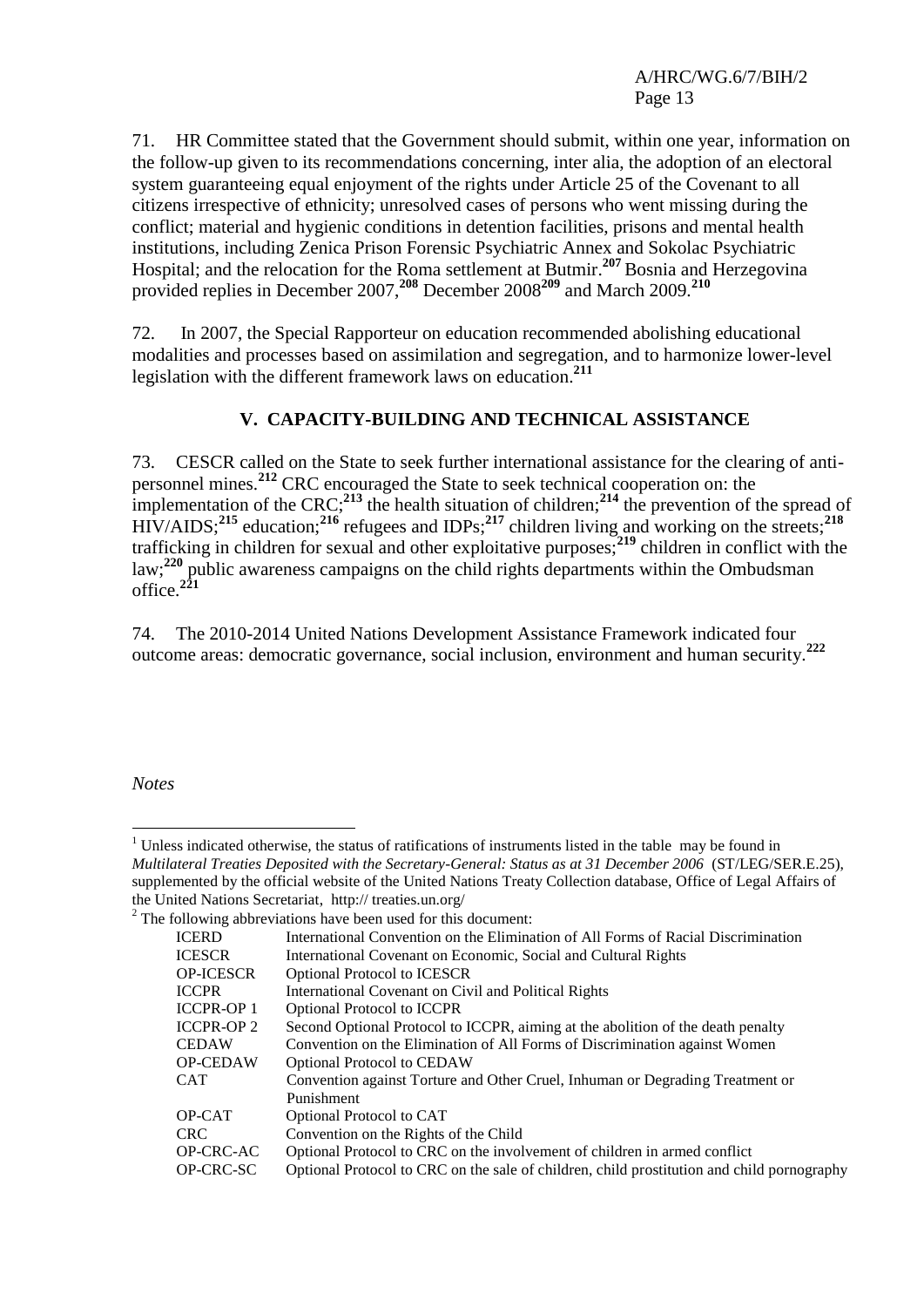71. HR Committee stated that the Government should submit, within one year, information on the follow-up given to its recommendations concerning, inter alia, the adoption of an electoral system guaranteeing equal enjoyment of the rights under Article 25 of the Covenant to all citizens irrespective of ethnicity; unresolved cases of persons who went missing during the conflict; material and hygienic conditions in detention facilities, prisons and mental health institutions, including Zenica Prison Forensic Psychiatric Annex and Sokolac Psychiatric Hospital; and the relocation for the Roma settlement at Butmir.[207] Bosnia and Herzegovina provided replies in December 2007,[208] December 2008[209] and March 2009.[210]

72. In 2007, the Special Rapporteur on education recommended abolishing educational modalities and processes based on assimilation and segregation, and to harmonize lower-level legislation with the different framework laws on education.[211]

## V. CAPACITY-BUILDING AND TECHNICAL ASSISTANCE

73. CESCR called on the State to seek further international assistance for the clearing of anti-personnel mines.[212] CRC encouraged the State to seek technical cooperation on: the implementation of the CRC;[213] the health situation of children;[214] the prevention of the spread of HIV/AIDS;[215] education;[216] refugees and IDPs;[217] children living and working on the streets;[218] trafficking in children for sexual and other exploitative purposes;[219] children in conflict with the law;[220] public awareness campaigns on the child rights departments within the Ombudsman office.[221]

74. The 2010-2014 United Nations Development Assistance Framework indicated four outcome areas: democratic governance, social inclusion, environment and human security.[222]

*Notes*

[1] Unless indicated otherwise, the status of ratifications of instruments listed in the table may be found in *Multilateral Treaties Deposited with the Secretary-General: Status as at 31 December 2006* (ST/LEG/SER.E.25), supplemented by the official website of the United Nations Treaty Collection database, Office of Legal Affairs of the United Nations Secretariat, http:// treaties.un.org/

[2] The following abbreviations have been used for this document:

| | |
|---|---|
| ICERD | International Convention on the Elimination of All Forms of Racial Discrimination |
| ICESCR | International Covenant on Economic, Social and Cultural Rights |
| OP-ICESCR | Optional Protocol to ICESCR |
| ICCPR | International Covenant on Civil and Political Rights |
| ICCPR-OP 1 | Optional Protocol to ICCPR |
| ICCPR-OP 2 | Second Optional Protocol to ICCPR, aiming at the abolition of the death penalty |
| CEDAW | Convention on the Elimination of All Forms of Discrimination against Women |
| OP-CEDAW | Optional Protocol to CEDAW |
| CAT | Convention against Torture and Other Cruel, Inhuman or Degrading Treatment or Punishment |
| OP-CAT | Optional Protocol to CAT |
| CRC | Convention on the Rights of the Child |
| OP-CRC-AC | Optional Protocol to CRC on the involvement of children in armed conflict |
| OP-CRC-SC | Optional Protocol to CRC on the sale of children, child prostitution and child pornography |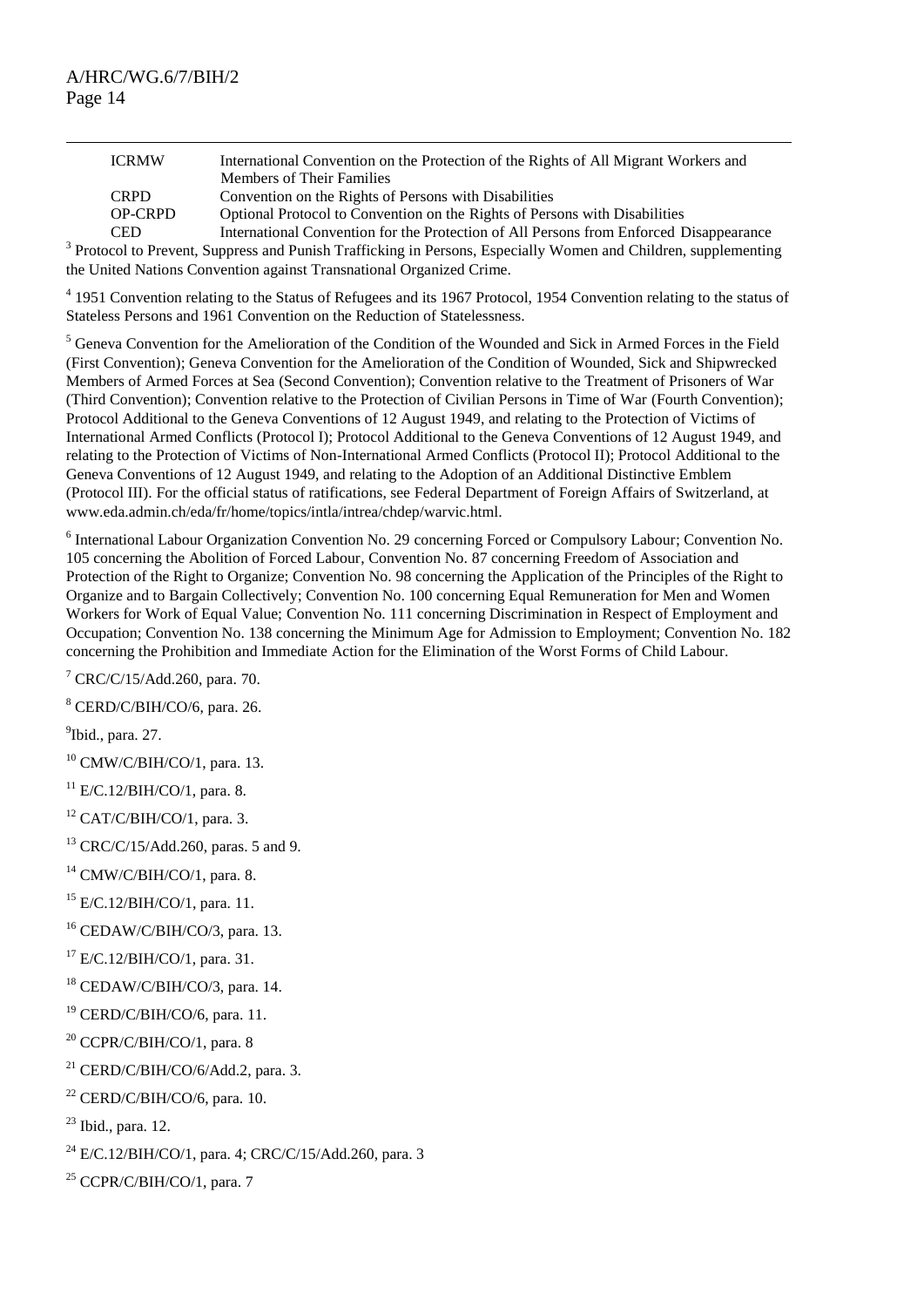| | |
|---|---|
| ICRMW | International Convention on the Protection of the Rights of All Migrant Workers and Members of Their Families |
| CRPD | Convention on the Rights of Persons with Disabilities |
| OP-CRPD | Optional Protocol to Convention on the Rights of Persons with Disabilities |
| CED | International Convention for the Protection of All Persons from Enforced Disappearance |

[3] Protocol to Prevent, Suppress and Punish Trafficking in Persons, Especially Women and Children, supplementing the United Nations Convention against Transnational Organized Crime.

[4] 1951 Convention relating to the Status of Refugees and its 1967 Protocol, 1954 Convention relating to the status of Stateless Persons and 1961 Convention on the Reduction of Statelessness.

[5] Geneva Convention for the Amelioration of the Condition of the Wounded and Sick in Armed Forces in the Field (First Convention); Geneva Convention for the Amelioration of the Condition of Wounded, Sick and Shipwrecked Members of Armed Forces at Sea (Second Convention); Convention relative to the Treatment of Prisoners of War (Third Convention); Convention relative to the Protection of Civilian Persons in Time of War (Fourth Convention); Protocol Additional to the Geneva Conventions of 12 August 1949, and relating to the Protection of Victims of International Armed Conflicts (Protocol I); Protocol Additional to the Geneva Conventions of 12 August 1949, and relating to the Protection of Victims of Non-International Armed Conflicts (Protocol II); Protocol Additional to the Geneva Conventions of 12 August 1949, and relating to the Adoption of an Additional Distinctive Emblem (Protocol III). For the official status of ratifications, see Federal Department of Foreign Affairs of Switzerland, at www.eda.admin.ch/eda/fr/home/topics/intla/intrea/chdep/warvic.html.

[6] International Labour Organization Convention No. 29 concerning Forced or Compulsory Labour; Convention No. 105 concerning the Abolition of Forced Labour, Convention No. 87 concerning Freedom of Association and Protection of the Right to Organize; Convention No. 98 concerning the Application of the Principles of the Right to Organize and to Bargain Collectively; Convention No. 100 concerning Equal Remuneration for Men and Women Workers for Work of Equal Value; Convention No. 111 concerning Discrimination in Respect of Employment and Occupation; Convention No. 138 concerning the Minimum Age for Admission to Employment; Convention No. 182 concerning the Prohibition and Immediate Action for the Elimination of the Worst Forms of Child Labour.

[7] CRC/C/15/Add.260, para. 70.

[8] CERD/C/BIH/CO/6, para. 26.

[9] Ibid., para. 27.

[10] CMW/C/BIH/CO/1, para. 13.

[11] E/C.12/BIH/CO/1, para. 8.

[12] CAT/C/BIH/CO/1, para. 3.

[13] CRC/C/15/Add.260, paras. 5 and 9.

[14] CMW/C/BIH/CO/1, para. 8.

[15] E/C.12/BIH/CO/1, para. 11.

[16] CEDAW/C/BIH/CO/3, para. 13.

[17] E/C.12/BIH/CO/1, para. 31.

[18] CEDAW/C/BIH/CO/3, para. 14.

[19] CERD/C/BIH/CO/6, para. 11.

[20] CCPR/C/BIH/CO/1, para. 8

[21] CERD/C/BIH/CO/6/Add.2, para. 3.

[22] CERD/C/BIH/CO/6, para. 10.

[23] Ibid., para. 12.

[24] E/C.12/BIH/CO/1, para. 4; CRC/C/15/Add.260, para. 3

[25] CCPR/C/BIH/CO/1, para. 7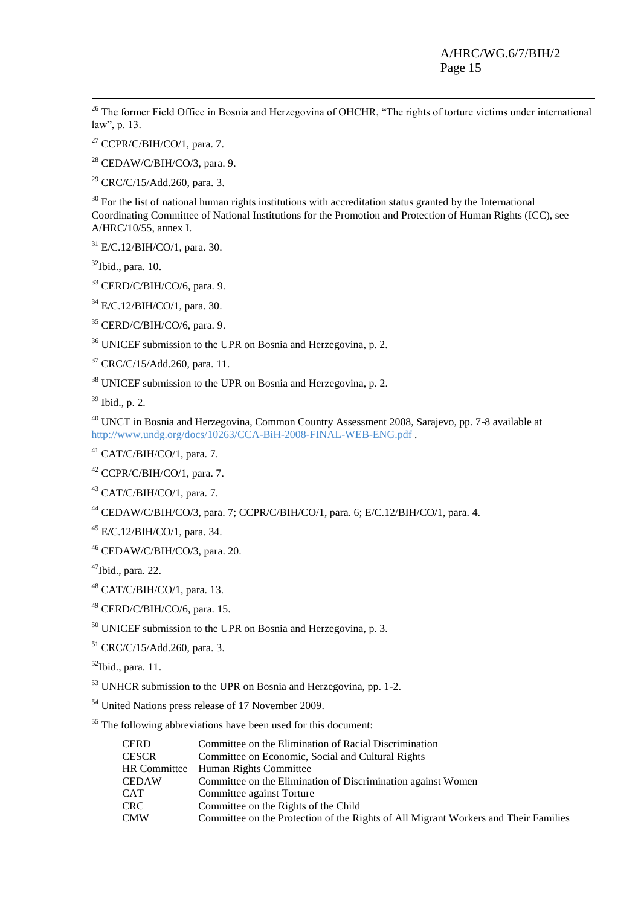[26] The former Field Office in Bosnia and Herzegovina of OHCHR, "The rights of torture victims under international law", p. 13.

[27] CCPR/C/BIH/CO/1, para. 7.

[28] CEDAW/C/BIH/CO/3, para. 9.

[29] CRC/C/15/Add.260, para. 3.

[30] For the list of national human rights institutions with accreditation status granted by the International Coordinating Committee of National Institutions for the Promotion and Protection of Human Rights (ICC), see A/HRC/10/55, annex I.

[31] E/C.12/BIH/CO/1, para. 30.

[32] Ibid., para. 10.

[33] CERD/C/BIH/CO/6, para. 9.

[34] E/C.12/BIH/CO/1, para. 30.

[35] CERD/C/BIH/CO/6, para. 9.

[36] UNICEF submission to the UPR on Bosnia and Herzegovina, p. 2.

[37] CRC/C/15/Add.260, para. 11.

[38] UNICEF submission to the UPR on Bosnia and Herzegovina, p. 2.

[39] Ibid., p. 2.

[40] UNCT in Bosnia and Herzegovina, Common Country Assessment 2008, Sarajevo, pp. 7-8 available at http://www.undg.org/docs/10263/CCA-BiH-2008-FINAL-WEB-ENG.pdf .

[41] CAT/C/BIH/CO/1, para. 7.

[42] CCPR/C/BIH/CO/1, para. 7.

[43] CAT/C/BIH/CO/1, para. 7.

[44] CEDAW/C/BIH/CO/3, para. 7; CCPR/C/BIH/CO/1, para. 6; E/C.12/BIH/CO/1, para. 4.

[45] E/C.12/BIH/CO/1, para. 34.

[46] CEDAW/C/BIH/CO/3, para. 20.

[47] Ibid., para. 22.

[48] CAT/C/BIH/CO/1, para. 13.

[49] CERD/C/BIH/CO/6, para. 15.

[50] UNICEF submission to the UPR on Bosnia and Herzegovina, p. 3.

[51] CRC/C/15/Add.260, para. 3.

[52] Ibid., para. 11.

[53] UNHCR submission to the UPR on Bosnia and Herzegovina, pp. 1-2.

[54] United Nations press release of 17 November 2009.

[55] The following abbreviations have been used for this document:

| | |
|---|---|
| CERD | Committee on the Elimination of Racial Discrimination |
| CESCR | Committee on Economic, Social and Cultural Rights |
| HR Committee | Human Rights Committee |
| CEDAW | Committee on the Elimination of Discrimination against Women |
| CAT | Committee against Torture |
| CRC | Committee on the Rights of the Child |
| CMW | Committee on the Protection of the Rights of All Migrant Workers and Their Families |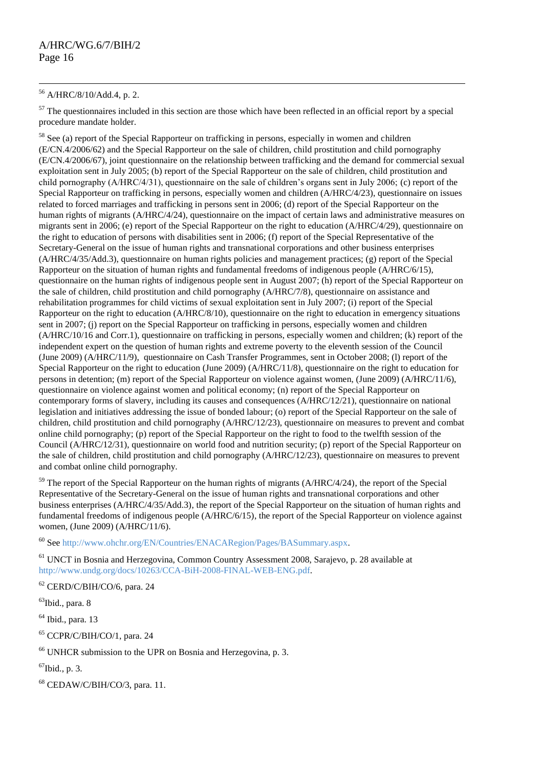[56] A/HRC/8/10/Add.4, p. 2.

[57] The questionnaires included in this section are those which have been reflected in an official report by a special procedure mandate holder.

[58] See (a) report of the Special Rapporteur on trafficking in persons, especially in women and children (E/CN.4/2006/62) and the Special Rapporteur on the sale of children, child prostitution and child pornography (E/CN.4/2006/67), joint questionnaire on the relationship between trafficking and the demand for commercial sexual exploitation sent in July 2005; (b) report of the Special Rapporteur on the sale of children, child prostitution and child pornography (A/HRC/4/31), questionnaire on the sale of children's organs sent in July 2006; (c) report of the Special Rapporteur on trafficking in persons, especially women and children (A/HRC/4/23), questionnaire on issues related to forced marriages and trafficking in persons sent in 2006; (d) report of the Special Rapporteur on the human rights of migrants (A/HRC/4/24), questionnaire on the impact of certain laws and administrative measures on migrants sent in 2006; (e) report of the Special Rapporteur on the right to education (A/HRC/4/29), questionnaire on the right to education of persons with disabilities sent in 2006; (f) report of the Special Representative of the Secretary-General on the issue of human rights and transnational corporations and other business enterprises (A/HRC/4/35/Add.3), questionnaire on human rights policies and management practices; (g) report of the Special Rapporteur on the situation of human rights and fundamental freedoms of indigenous people (A/HRC/6/15), questionnaire on the human rights of indigenous people sent in August 2007; (h) report of the Special Rapporteur on the sale of children, child prostitution and child pornography (A/HRC/7/8), questionnaire on assistance and rehabilitation programmes for child victims of sexual exploitation sent in July 2007; (i) report of the Special Rapporteur on the right to education (A/HRC/8/10), questionnaire on the right to education in emergency situations sent in 2007; (j) report on the Special Rapporteur on trafficking in persons, especially women and children (A/HRC/10/16 and Corr.1), questionnaire on trafficking in persons, especially women and children; (k) report of the independent expert on the question of human rights and extreme poverty to the eleventh session of the Council (June 2009) (A/HRC/11/9), questionnaire on Cash Transfer Programmes, sent in October 2008; (l) report of the Special Rapporteur on the right to education (June 2009) (A/HRC/11/8), questionnaire on the right to education for persons in detention; (m) report of the Special Rapporteur on violence against women, (June 2009) (A/HRC/11/6), questionnaire on violence against women and political economy; (n) report of the Special Rapporteur on contemporary forms of slavery, including its causes and consequences (A/HRC/12/21), questionnaire on national legislation and initiatives addressing the issue of bonded labour; (o) report of the Special Rapporteur on the sale of children, child prostitution and child pornography (A/HRC/12/23), questionnaire on measures to prevent and combat online child pornography; (p) report of the Special Rapporteur on the right to food to the twelfth session of the Council (A/HRC/12/31), questionnaire on world food and nutrition security; (p) report of the Special Rapporteur on the sale of children, child prostitution and child pornography (A/HRC/12/23), questionnaire on measures to prevent and combat online child pornography.

[59] The report of the Special Rapporteur on the human rights of migrants (A/HRC/4/24), the report of the Special Representative of the Secretary-General on the issue of human rights and transnational corporations and other business enterprises (A/HRC/4/35/Add.3), the report of the Special Rapporteur on the situation of human rights and fundamental freedoms of indigenous people (A/HRC/6/15), the report of the Special Rapporteur on violence against women, (June 2009) (A/HRC/11/6).

[60] See http://www.ohchr.org/EN/Countries/ENACARegion/Pages/BASummary.aspx.

[61] UNCT in Bosnia and Herzegovina, Common Country Assessment 2008, Sarajevo, p. 28 available at http://www.undg.org/docs/10263/CCA-BiH-2008-FINAL-WEB-ENG.pdf.

[62] CERD/C/BIH/CO/6, para. 24

[63] Ibid., para. 8

[64] Ibid., para. 13

[65] CCPR/C/BIH/CO/1, para. 24

[66] UNHCR submission to the UPR on Bosnia and Herzegovina, p. 3.

[67] Ibid., p. 3.

[68] CEDAW/C/BIH/CO/3, para. 11.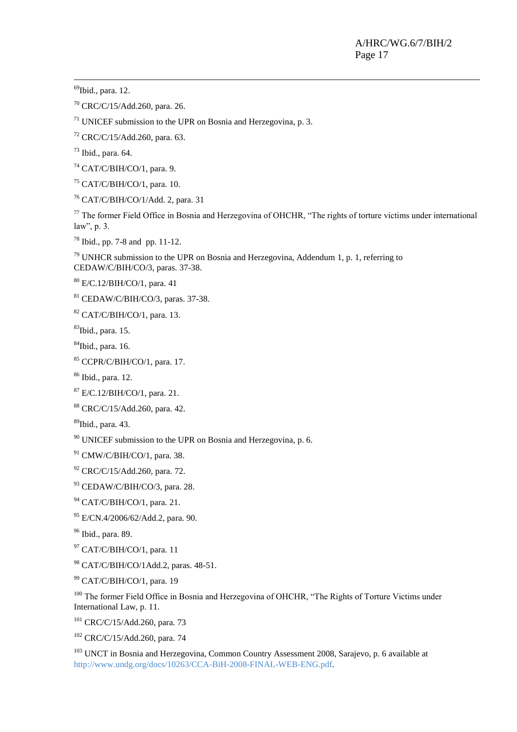[69]Ibid., para. 12.

[70] CRC/C/15/Add.260, para. 26.

[71] UNICEF submission to the UPR on Bosnia and Herzegovina, p. 3.

[72] CRC/C/15/Add.260, para. 63.

[73] Ibid., para. 64.

[74] CAT/C/BIH/CO/1, para. 9.

[75] CAT/C/BIH/CO/1, para. 10.

[76] CAT/C/BIH/CO/1/Add. 2, para. 31

[77] The former Field Office in Bosnia and Herzegovina of OHCHR, “The rights of torture victims under international law”, p. 3.

[78] Ibid., pp. 7-8 and pp. 11-12.

[79] UNHCR submission to the UPR on Bosnia and Herzegovina, Addendum 1, p. 1, referring to CEDAW/C/BIH/CO/3, paras. 37-38.

[80] E/C.12/BIH/CO/1, para. 41

[81] CEDAW/C/BIH/CO/3, paras. 37-38.

[82] CAT/C/BIH/CO/1, para. 13.

[83]Ibid., para. 15.

[84]Ibid., para. 16.

[85] CCPR/C/BIH/CO/1, para. 17.

[86] Ibid., para. 12.

[87] E/C.12/BIH/CO/1, para. 21.

[88] CRC/C/15/Add.260, para. 42.

[89]Ibid., para. 43.

[90] UNICEF submission to the UPR on Bosnia and Herzegovina, p. 6.

[91] CMW/C/BIH/CO/1, para. 38.

[92] CRC/C/15/Add.260, para. 72.

[93] CEDAW/C/BIH/CO/3, para. 28.

[94] CAT/C/BIH/CO/1, para. 21.

[95] E/CN.4/2006/62/Add.2, para. 90.

[96] Ibid., para. 89.

[97] CAT/C/BIH/CO/1, para. 11

[98] CAT/C/BIH/CO/1Add.2, paras. 48-51.

[99] CAT/C/BIH/CO/1, para. 19

[100] The former Field Office in Bosnia and Herzegovina of OHCHR, “The Rights of Torture Victims under International Law, p. 11.

[101] CRC/C/15/Add.260, para. 73

[102] CRC/C/15/Add.260, para. 74

[103] UNCT in Bosnia and Herzegovina, Common Country Assessment 2008, Sarajevo, p. 6 available at http://www.undg.org/docs/10263/CCA-BiH-2008-FINAL-WEB-ENG.pdf.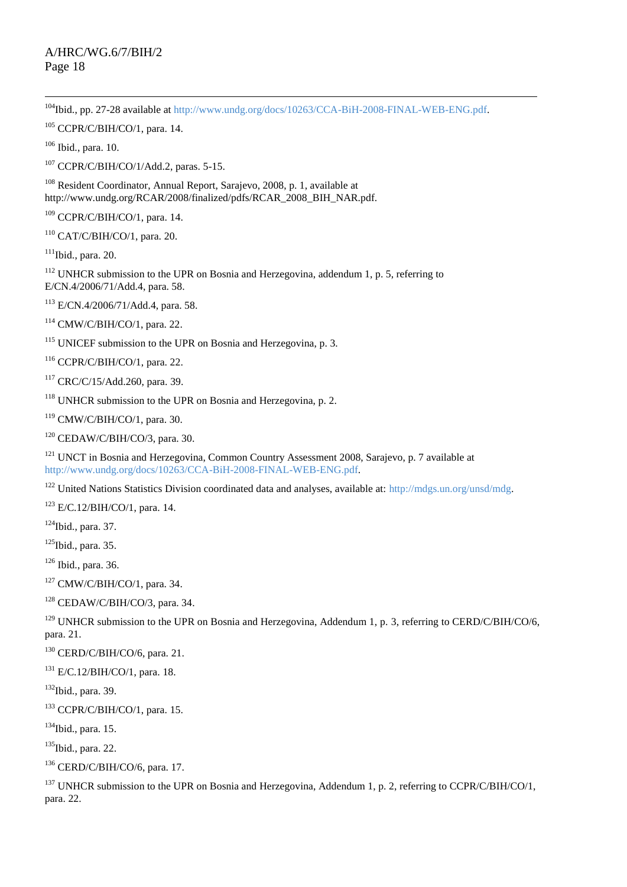[104]Ibid., pp. 27-28 available at http://www.undg.org/docs/10263/CCA-BiH-2008-FINAL-WEB-ENG.pdf.

[105] CCPR/C/BIH/CO/1, para. 14.

[106] Ibid., para. 10.

[107] CCPR/C/BIH/CO/1/Add.2, paras. 5-15.

[108] Resident Coordinator, Annual Report, Sarajevo, 2008, p. 1, available at http://www.undg.org/RCAR/2008/finalized/pdfs/RCAR_2008_BIH_NAR.pdf.

[109] CCPR/C/BIH/CO/1, para. 14.

[110] CAT/C/BIH/CO/1, para. 20.

[111]Ibid., para. 20.

[112] UNHCR submission to the UPR on Bosnia and Herzegovina, addendum 1, p. 5, referring to E/CN.4/2006/71/Add.4, para. 58.

[113] E/CN.4/2006/71/Add.4, para. 58.

[114] CMW/C/BIH/CO/1, para. 22.

[115] UNICEF submission to the UPR on Bosnia and Herzegovina, p. 3.

[116] CCPR/C/BIH/CO/1, para. 22.

[117] CRC/C/15/Add.260, para. 39.

[118] UNHCR submission to the UPR on Bosnia and Herzegovina, p. 2.

[119] CMW/C/BIH/CO/1, para. 30.

[120] CEDAW/C/BIH/CO/3, para. 30.

[121] UNCT in Bosnia and Herzegovina, Common Country Assessment 2008, Sarajevo, p. 7 available at http://www.undg.org/docs/10263/CCA-BiH-2008-FINAL-WEB-ENG.pdf.

[122] United Nations Statistics Division coordinated data and analyses, available at: http://mdgs.un.org/unsd/mdg.

[123] E/C.12/BIH/CO/1, para. 14.

[124]Ibid., para. 37.

[125]Ibid., para. 35.

[126] Ibid., para. 36.

[127] CMW/C/BIH/CO/1, para. 34.

[128] CEDAW/C/BIH/CO/3, para. 34.

[129] UNHCR submission to the UPR on Bosnia and Herzegovina, Addendum 1, p. 3, referring to CERD/C/BIH/CO/6, para. 21.

[130] CERD/C/BIH/CO/6, para. 21.

[131] E/C.12/BIH/CO/1, para. 18.

[132]Ibid., para. 39.

[133] CCPR/C/BIH/CO/1, para. 15.

[134]Ibid., para. 15.

[135]Ibid., para. 22.

[136] CERD/C/BIH/CO/6, para. 17.

[137] UNHCR submission to the UPR on Bosnia and Herzegovina, Addendum 1, p. 2, referring to CCPR/C/BIH/CO/1, para. 22.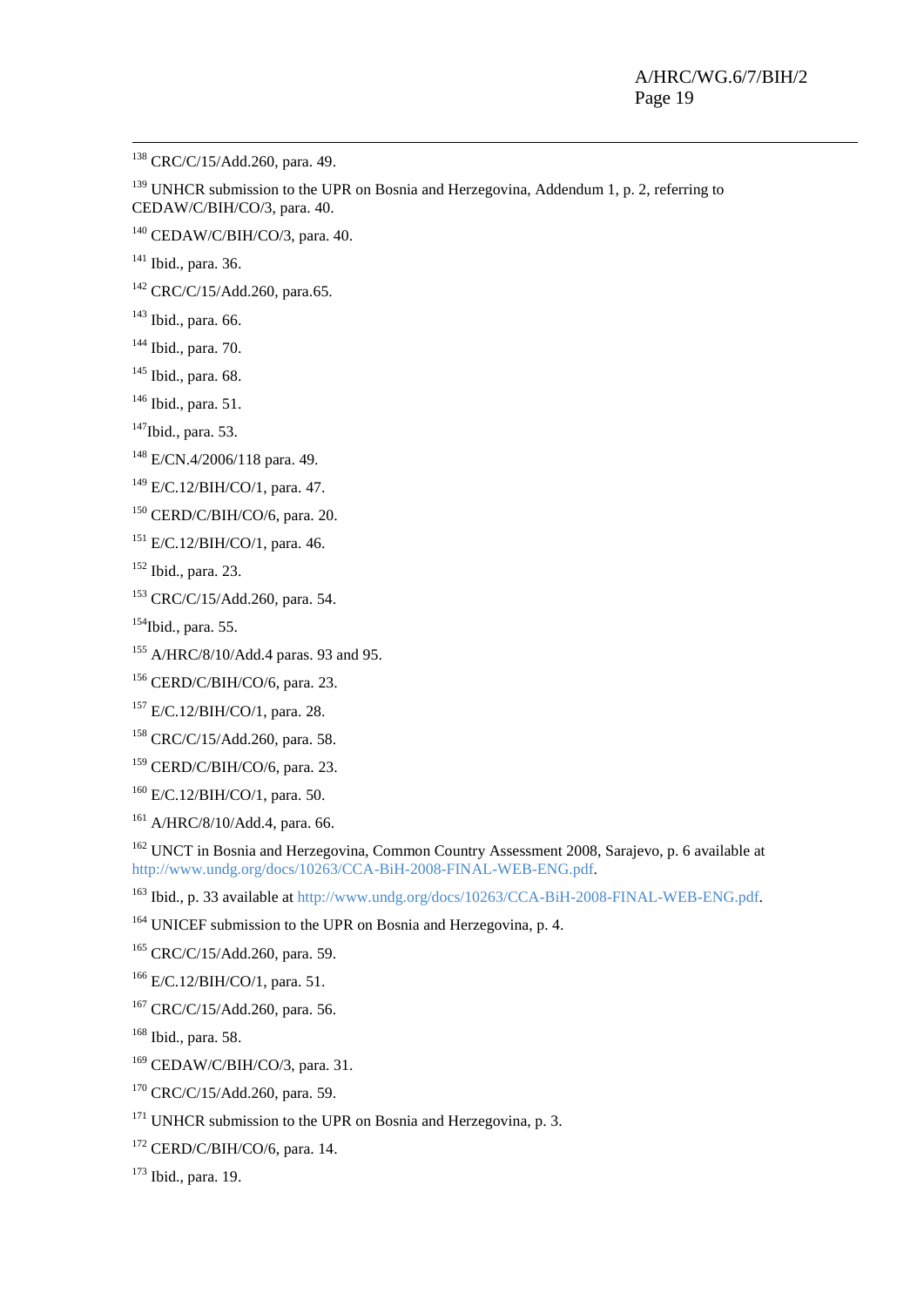[138] CRC/C/15/Add.260, para. 49.

[139] UNHCR submission to the UPR on Bosnia and Herzegovina, Addendum 1, p. 2, referring to CEDAW/C/BIH/CO/3, para. 40.

[140] CEDAW/C/BIH/CO/3, para. 40.

[141] Ibid., para. 36.

[142] CRC/C/15/Add.260, para.65.

[143] Ibid., para. 66.

[144] Ibid., para. 70.

[145] Ibid., para. 68.

[146] Ibid., para. 51.

[147] Ibid., para. 53.

[148] E/CN.4/2006/118 para. 49.

[149] E/C.12/BIH/CO/1, para. 47.

[150] CERD/C/BIH/CO/6, para. 20.

[151] E/C.12/BIH/CO/1, para. 46.

[152] Ibid., para. 23.

[153] CRC/C/15/Add.260, para. 54.

[154] Ibid., para. 55.

[155] A/HRC/8/10/Add.4 paras. 93 and 95.

[156] CERD/C/BIH/CO/6, para. 23.

[157] E/C.12/BIH/CO/1, para. 28.

[158] CRC/C/15/Add.260, para. 58.

[159] CERD/C/BIH/CO/6, para. 23.

[160] E/C.12/BIH/CO/1, para. 50.

[161] A/HRC/8/10/Add.4, para. 66.

[162] UNCT in Bosnia and Herzegovina, Common Country Assessment 2008, Sarajevo, p. 6 available at http://www.undg.org/docs/10263/CCA-BiH-2008-FINAL-WEB-ENG.pdf.

[163] Ibid., p. 33 available at http://www.undg.org/docs/10263/CCA-BiH-2008-FINAL-WEB-ENG.pdf.

[164] UNICEF submission to the UPR on Bosnia and Herzegovina, p. 4.

[165] CRC/C/15/Add.260, para. 59.

[166] E/C.12/BIH/CO/1, para. 51.

[167] CRC/C/15/Add.260, para. 56.

[168] Ibid., para. 58.

[169] CEDAW/C/BIH/CO/3, para. 31.

[170] CRC/C/15/Add.260, para. 59.

[171] UNHCR submission to the UPR on Bosnia and Herzegovina, p. 3.

[172] CERD/C/BIH/CO/6, para. 14.

[173] Ibid., para. 19.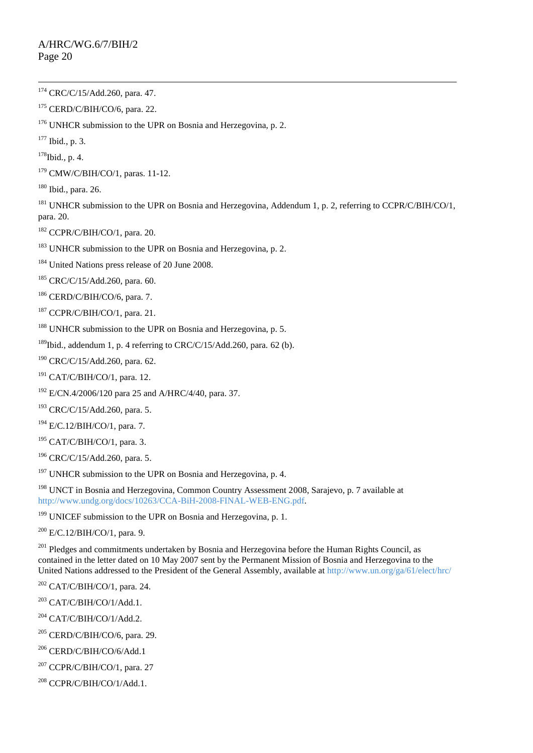[174] CRC/C/15/Add.260, para. 47.

[175] CERD/C/BIH/CO/6, para. 22.

[176] UNHCR submission to the UPR on Bosnia and Herzegovina, p. 2.

[177] Ibid., p. 3.

[178] Ibid., p. 4.

[179] CMW/C/BIH/CO/1, paras. 11-12.

[180] Ibid., para. 26.

[181] UNHCR submission to the UPR on Bosnia and Herzegovina, Addendum 1, p. 2, referring to CCPR/C/BIH/CO/1, para. 20.

[182] CCPR/C/BIH/CO/1, para. 20.

[183] UNHCR submission to the UPR on Bosnia and Herzegovina, p. 2.

[184] United Nations press release of 20 June 2008.

[185] CRC/C/15/Add.260, para. 60.

[186] CERD/C/BIH/CO/6, para. 7.

[187] CCPR/C/BIH/CO/1, para. 21.

[188] UNHCR submission to the UPR on Bosnia and Herzegovina, p. 5.

[189] Ibid., addendum 1, p. 4 referring to CRC/C/15/Add.260, para. 62 (b).

[190] CRC/C/15/Add.260, para. 62.

[191] CAT/C/BIH/CO/1, para. 12.

[192] E/CN.4/2006/120 para 25 and A/HRC/4/40, para. 37.

[193] CRC/C/15/Add.260, para. 5.

[194] E/C.12/BIH/CO/1, para. 7.

[195] CAT/C/BIH/CO/1, para. 3.

[196] CRC/C/15/Add.260, para. 5.

[197] UNHCR submission to the UPR on Bosnia and Herzegovina, p. 4.

[198] UNCT in Bosnia and Herzegovina, Common Country Assessment 2008, Sarajevo, p. 7 available at http://www.undg.org/docs/10263/CCA-BiH-2008-FINAL-WEB-ENG.pdf.

[199] UNICEF submission to the UPR on Bosnia and Herzegovina, p. 1.

[200] E/C.12/BIH/CO/1, para. 9.

[201] Pledges and commitments undertaken by Bosnia and Herzegovina before the Human Rights Council, as contained in the letter dated on 10 May 2007 sent by the Permanent Mission of Bosnia and Herzegovina to the United Nations addressed to the President of the General Assembly, available at http://www.un.org/ga/61/elect/hrc/

[202] CAT/C/BIH/CO/1, para. 24.

[203] CAT/C/BIH/CO/1/Add.1.

[204] CAT/C/BIH/CO/1/Add.2.

[205] CERD/C/BIH/CO/6, para. 29.

[206] CERD/C/BIH/CO/6/Add.1

[207] CCPR/C/BIH/CO/1, para. 27

[208] CCPR/C/BIH/CO/1/Add.1.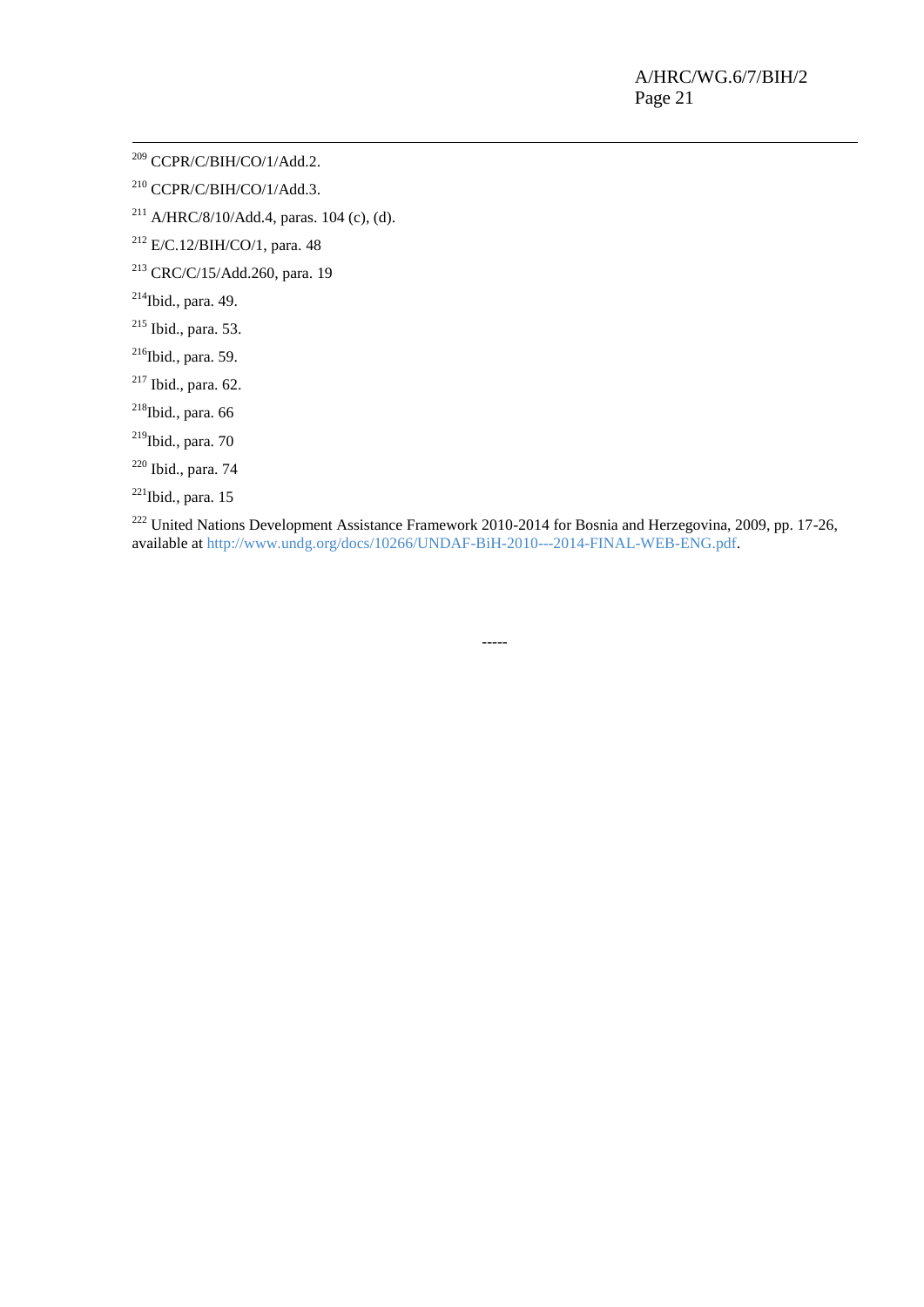[209] CCPR/C/BIH/CO/1/Add.2.

[210] CCPR/C/BIH/CO/1/Add.3.

[211] A/HRC/8/10/Add.4, paras. 104 (c), (d).

[212] E/C.12/BIH/CO/1, para. 48

[213] CRC/C/15/Add.260, para. 19

[214] Ibid., para. 49.

[215] Ibid., para. 53.

[216] Ibid., para. 59.

[217] Ibid., para. 62.

[218] Ibid., para. 66

[219] Ibid., para. 70

[220] Ibid., para. 74

[221] Ibid., para. 15

[222] United Nations Development Assistance Framework 2010-2014 for Bosnia and Herzegovina, 2009, pp. 17-26, available at http://www.undg.org/docs/10266/UNDAF-BiH-2010---2014-FINAL-WEB-ENG.pdf.

-----